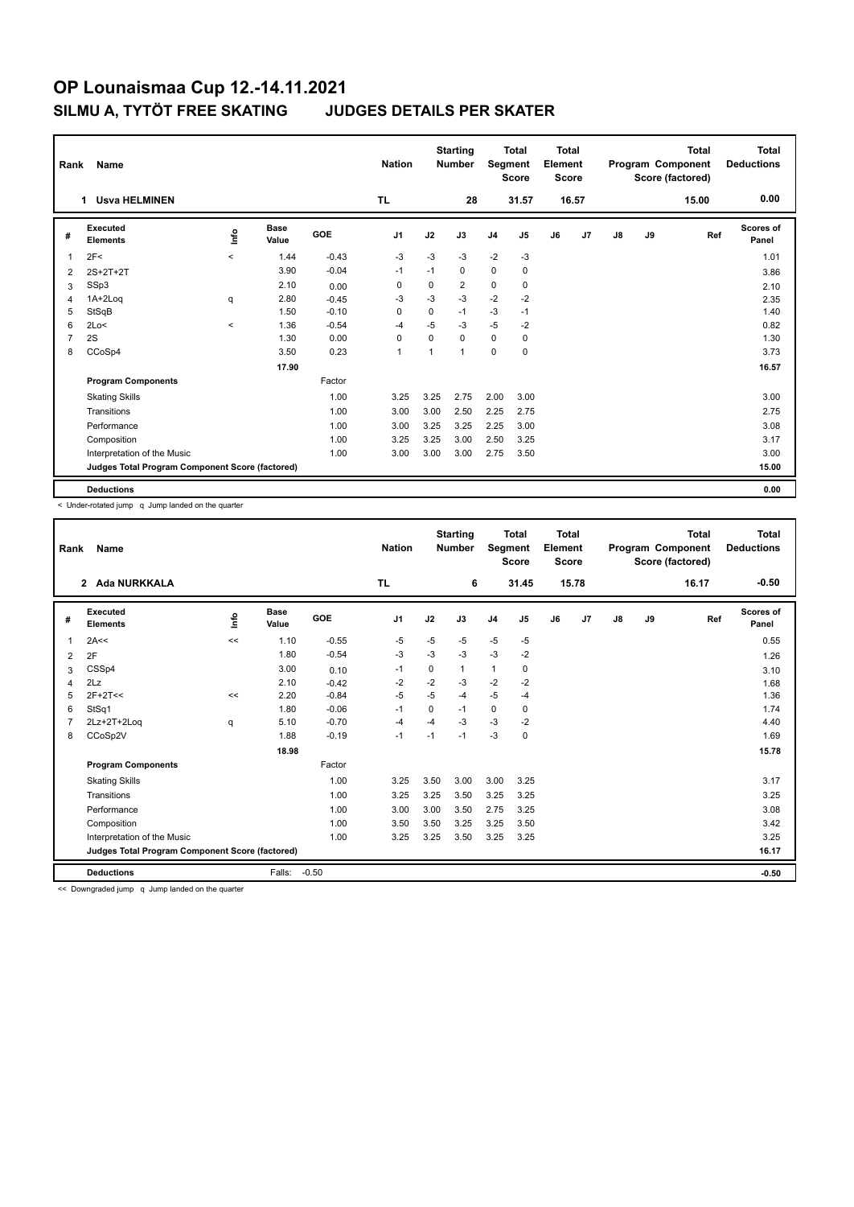# OP Lounaismaa Cup 12.-14.11.2021

## SILMU A, TYTÖT FREE SKATING JUDGES DETAILS PER SKATER

| Rank | Name | Nation | Starting Number | Total Segment Score | Total Element Score | Total Program Component Score (factored) | Total Deductions |
|---|---|---|---|---|---|---|---|
| 1 | Usva HELMINEN | TL | 28 | 31.57 | 16.57 | 15.00 | 0.00 |

| # | Executed Elements | Info | Base Value | GOE | J1 | J2 | J3 | J4 | J5 | J6 | J7 | J8 | J9 | Ref | Scores of Panel |
|---|---|---|---|---|---|---|---|---|---|---|---|---|---|---|---|
| 1 | 2F< | < | 1.44 | -0.43 | -3 | -3 | -3 | -2 | -3 | | | | | | 1.01 |
| 2 | 2S+2T+2T | | 3.90 | -0.04 | -1 | -1 | 0 | 0 | 0 | | | | | | 3.86 |
| 3 | SSp3 | | 2.10 | 0.00 | 0 | 0 | 2 | 0 | 0 | | | | | | 2.10 |
| 4 | 1A+2Loq | q | 2.80 | -0.45 | -3 | -3 | -3 | -2 | -2 | | | | | | 2.35 |
| 5 | StSqB | | 1.50 | -0.10 | 0 | 0 | -1 | -3 | -1 | | | | | | 1.40 |
| 6 | 2Lo< | < | 1.36 | -0.54 | -4 | -5 | -3 | -5 | -2 | | | | | | 0.82 |
| 7 | 2S | | 1.30 | 0.00 | 0 | 0 | 0 | 0 | 0 | | | | | | 1.30 |
| 8 | CCoSp4 | | 3.50 | 0.23 | 1 | 1 | 1 | 0 | 0 | | | | | | 3.73 |
| | | | 17.90 | | | | | | | | | | | | 16.57 |
| | **Program Components** | | | Factor | | | | | | | | | | | |
| | Skating Skills | | | 1.00 | 3.25 | 3.25 | 2.75 | 2.00 | 3.00 | | | | | | 3.00 |
| | Transitions | | | 1.00 | 3.00 | 3.00 | 2.50 | 2.25 | 2.75 | | | | | | 2.75 |
| | Performance | | | 1.00 | 3.00 | 3.25 | 3.25 | 2.25 | 3.00 | | | | | | 3.08 |
| | Composition | | | 1.00 | 3.25 | 3.25 | 3.00 | 2.50 | 3.25 | | | | | | 3.17 |
| | Interpretation of the Music | | | 1.00 | 3.00 | 3.00 | 3.00 | 2.75 | 3.50 | | | | | | 3.00 |
| | **Judges Total Program Component Score (factored)** | | | | | | | | | | | | | | 15.00 |
| | **Deductions** | | | | | | | | | | | | | | 0.00 |

< Under-rotated jump q Jump landed on the quarter

| Rank | Name | Nation | Starting Number | Total Segment Score | Total Element Score | Total Program Component Score (factored) | Total Deductions |
|---|---|---|---|---|---|---|---|
| 2 | Ada NURKKALA | TL | 6 | 31.45 | 15.78 | 16.17 | -0.50 |

| # | Executed Elements | Info | Base Value | GOE | J1 | J2 | J3 | J4 | J5 | J6 | J7 | J8 | J9 | Ref | Scores of Panel |
|---|---|---|---|---|---|---|---|---|---|---|---|---|---|---|---|
| 1 | 2A<< | << | 1.10 | -0.55 | -5 | -5 | -5 | -5 | -5 | | | | | | 0.55 |
| 2 | 2F | | 1.80 | -0.54 | -3 | -3 | -3 | -3 | -2 | | | | | | 1.26 |
| 3 | CSSp4 | | 3.00 | 0.10 | -1 | 0 | 1 | 1 | 0 | | | | | | 3.10 |
| 4 | 2Lz | | 2.10 | -0.42 | -2 | -2 | -3 | -2 | -2 | | | | | | 1.68 |
| 5 | 2F+2T<< | << | 2.20 | -0.84 | -5 | -5 | -4 | -5 | -4 | | | | | | 1.36 |
| 6 | StSq1 | | 1.80 | -0.06 | -1 | 0 | -1 | 0 | 0 | | | | | | 1.74 |
| 7 | 2Lz+2T+2Loq | q | 5.10 | -0.70 | -4 | -4 | -3 | -3 | -2 | | | | | | 4.40 |
| 8 | CCoSp2V | | 1.88 | -0.19 | -1 | -1 | -1 | -3 | 0 | | | | | | 1.69 |
| | | | 18.98 | | | | | | | | | | | | 15.78 |
| | **Program Components** | | | Factor | | | | | | | | | | | |
| | Skating Skills | | | 1.00 | 3.25 | 3.50 | 3.00 | 3.00 | 3.25 | | | | | | 3.17 |
| | Transitions | | | 1.00 | 3.25 | 3.25 | 3.50 | 3.25 | 3.25 | | | | | | 3.25 |
| | Performance | | | 1.00 | 3.00 | 3.00 | 3.50 | 2.75 | 3.25 | | | | | | 3.08 |
| | Composition | | | 1.00 | 3.50 | 3.50 | 3.25 | 3.25 | 3.50 | | | | | | 3.42 |
| | Interpretation of the Music | | | 1.00 | 3.25 | 3.25 | 3.50 | 3.25 | 3.25 | | | | | | 3.25 |
| | **Judges Total Program Component Score (factored)** | | | | | | | | | | | | | | 16.17 |
| | **Deductions** | | Falls: | -0.50 | | | | | | | | | | | -0.50 |

<< Downgraded jump q Jump landed on the quarter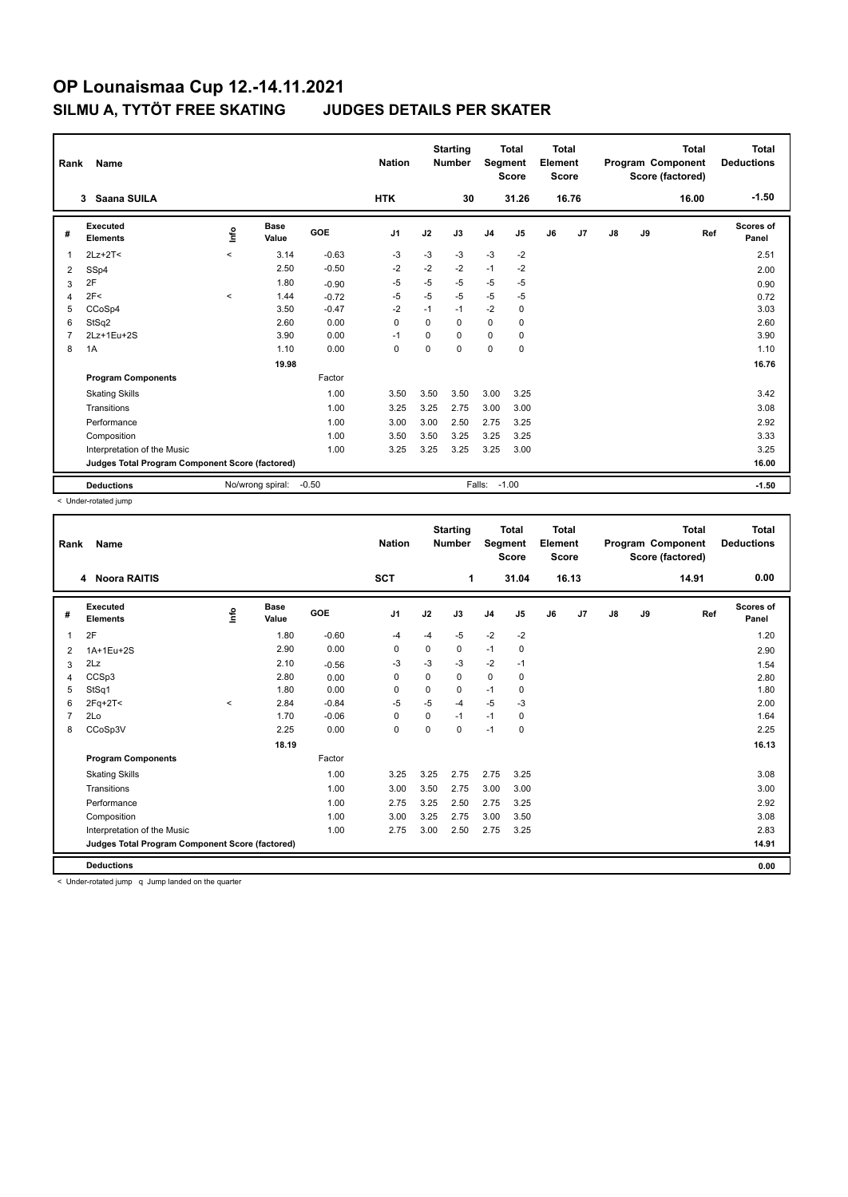# OP Lounaismaa Cup 12.-14.11.2021

## SILMU A, TYTÖT FREE SKATING JUDGES DETAILS PER SKATER

| Rank | Name | Nation | Starting Number | Total Segment Score | Total Element Score | Total Program Component Score (factored) | Total Deductions |
|---|---|---|---|---|---|---|---|
| 3 | Saana SUILA | HTK | 30 | 31.26 | 16.76 | 16.00 | -1.50 |

| # | Executed Elements | Info | Base Value | GOE | J1 | J2 | J3 | J4 | J5 | J6 | J7 | J8 | J9 | Ref | Scores of Panel |
|---|---|---|---|---|---|---|---|---|---|---|---|---|---|---|---|
| 1 | 2Lz+2T< | < | 3.14 | -0.63 | -3 | -3 | -3 | -3 | -2 | | | | | | 2.51 |
| 2 | SSp4 | | 2.50 | -0.50 | -2 | -2 | -2 | -1 | -2 | | | | | | 2.00 |
| 3 | 2F | | 1.80 | -0.90 | -5 | -5 | -5 | -5 | -5 | | | | | | 0.90 |
| 4 | 2F< | < | 1.44 | -0.72 | -5 | -5 | -5 | -5 | -5 | | | | | | 0.72 |
| 5 | CCoSp4 | | 3.50 | -0.47 | -2 | -1 | -1 | -2 | 0 | | | | | | 3.03 |
| 6 | StSq2 | | 2.60 | 0.00 | 0 | 0 | 0 | 0 | 0 | | | | | | 2.60 |
| 7 | 2Lz+1Eu+2S | | 3.90 | 0.00 | -1 | 0 | 0 | 0 | 0 | | | | | | 3.90 |
| 8 | 1A | | 1.10 | 0.00 | 0 | 0 | 0 | 0 | 0 | | | | | | 1.10 |
| | | | 19.98 | | | | | | | | | | | | 16.76 |
| | **Program Components** | | | Factor | | | | | | | | | | | |
| | Skating Skills | | | 1.00 | 3.50 | 3.50 | 3.50 | 3.00 | 3.25 | | | | | | 3.42 |
| | Transitions | | | 1.00 | 3.25 | 3.25 | 2.75 | 3.00 | 3.00 | | | | | | 3.08 |
| | Performance | | | 1.00 | 3.00 | 3.00 | 2.50 | 2.75 | 3.25 | | | | | | 2.92 |
| | Composition | | | 1.00 | 3.50 | 3.50 | 3.25 | 3.25 | 3.25 | | | | | | 3.33 |
| | Interpretation of the Music | | | 1.00 | 3.25 | 3.25 | 3.25 | 3.25 | 3.00 | | | | | | 3.25 |
| | **Judges Total Program Component Score (factored)** | | | | | | | | | | | | | | 16.00 |
| | **Deductions** | No/wrong spiral: | -0.50 | | | | Falls: | -1.00 | | | | | | | -1.50 |

< Under-rotated jump

| Rank | Name | Nation | Starting Number | Total Segment Score | Total Element Score | Total Program Component Score (factored) | Total Deductions |
|---|---|---|---|---|---|---|---|
| 4 | Noora RAITIS | SCT | 1 | 31.04 | 16.13 | 14.91 | 0.00 |

| # | Executed Elements | Info | Base Value | GOE | J1 | J2 | J3 | J4 | J5 | J6 | J7 | J8 | J9 | Ref | Scores of Panel |
|---|---|---|---|---|---|---|---|---|---|---|---|---|---|---|---|
| 1 | 2F | | 1.80 | -0.60 | -4 | -4 | -5 | -2 | -2 | | | | | | 1.20 |
| 2 | 1A+1Eu+2S | | 2.90 | 0.00 | 0 | 0 | 0 | -1 | 0 | | | | | | 2.90 |
| 3 | 2Lz | | 2.10 | -0.56 | -3 | -3 | -3 | -2 | -1 | | | | | | 1.54 |
| 4 | CCSp3 | | 2.80 | 0.00 | 0 | 0 | 0 | 0 | 0 | | | | | | 2.80 |
| 5 | StSq1 | | 1.80 | 0.00 | 0 | 0 | 0 | -1 | 0 | | | | | | 1.80 |
| 6 | 2Fq+2T< | < | 2.84 | -0.84 | -5 | -5 | -4 | -5 | -3 | | | | | | 2.00 |
| 7 | 2Lo | | 1.70 | -0.06 | 0 | 0 | -1 | -1 | 0 | | | | | | 1.64 |
| 8 | CCoSp3V | | 2.25 | 0.00 | 0 | 0 | 0 | -1 | 0 | | | | | | 2.25 |
| | | | 18.19 | | | | | | | | | | | | 16.13 |
| | **Program Components** | | | Factor | | | | | | | | | | | |
| | Skating Skills | | | 1.00 | 3.25 | 3.25 | 2.75 | 2.75 | 3.25 | | | | | | 3.08 |
| | Transitions | | | 1.00 | 3.00 | 3.50 | 2.75 | 3.00 | 3.00 | | | | | | 3.00 |
| | Performance | | | 1.00 | 2.75 | 3.25 | 2.50 | 2.75 | 3.25 | | | | | | 2.92 |
| | Composition | | | 1.00 | 3.00 | 3.25 | 2.75 | 3.00 | 3.50 | | | | | | 3.08 |
| | Interpretation of the Music | | | 1.00 | 2.75 | 3.00 | 2.50 | 2.75 | 3.25 | | | | | | 2.83 |
| | **Judges Total Program Component Score (factored)** | | | | | | | | | | | | | | 14.91 |
| | **Deductions** | | | | | | | | | | | | | | 0.00 |

< Under-rotated jump q Jump landed on the quarter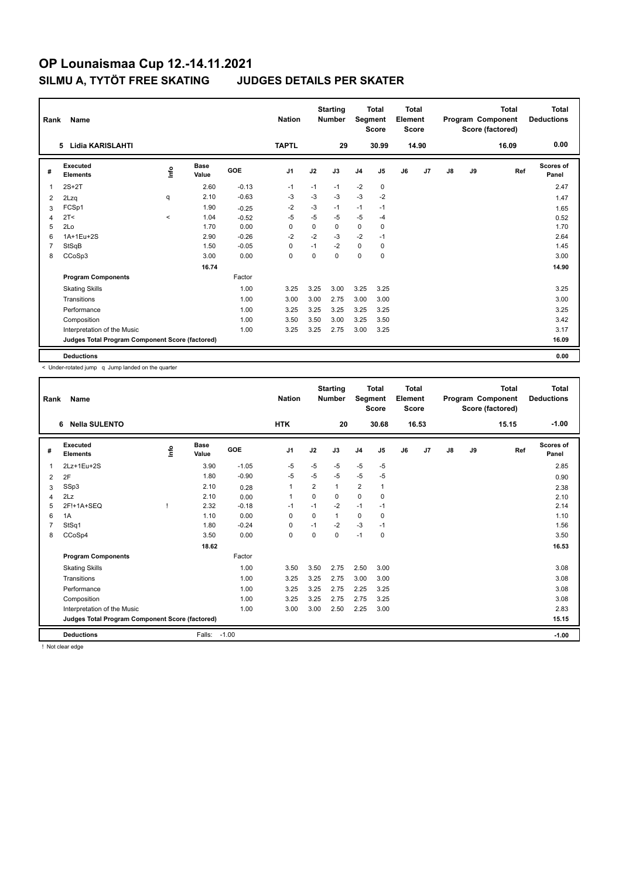# OP Lounaismaa Cup 12.-14.11.2021

## SILMU A, TYTÖT FREE SKATING JUDGES DETAILS PER SKATER

| Rank | Name | Nation | Starting Number | Total Segment Score | Total Element Score | Total Program Component Score (factored) | Total Deductions |
|---|---|---|---|---|---|---|---|
| 5 | Lidia KARISLAHTI | TAPTL | 29 | 30.99 | 14.90 | 16.09 | 0.00 |

| # | Executed Elements | Info | Base Value | GOE | J1 | J2 | J3 | J4 | J5 | J6 | J7 | J8 | J9 | Ref | Scores of Panel |
|---|---|---|---|---|---|---|---|---|---|---|---|---|---|---|---|
| 1 | 2S+2T | | 2.60 | -0.13 | -1 | -1 | -1 | -2 | 0 | | | | | | 2.47 |
| 2 | 2Lzq | q | 2.10 | -0.63 | -3 | -3 | -3 | -3 | -2 | | | | | | 1.47 |
| 3 | FCSp1 | | 1.90 | -0.25 | -2 | -3 | -1 | -1 | -1 | | | | | | 1.65 |
| 4 | 2T< | < | 1.04 | -0.52 | -5 | -5 | -5 | -5 | -4 | | | | | | 0.52 |
| 5 | 2Lo | | 1.70 | 0.00 | 0 | 0 | 0 | 0 | 0 | | | | | | 1.70 |
| 6 | 1A+1Eu+2S | | 2.90 | -0.26 | -2 | -2 | -3 | -2 | -1 | | | | | | 2.64 |
| 7 | StSqB | | 1.50 | -0.05 | 0 | -1 | -2 | 0 | 0 | | | | | | 1.45 |
| 8 | CCoSp3 | | 3.00 | 0.00 | 0 | 0 | 0 | 0 | 0 | | | | | | 3.00 |
| | | | 16.74 | | | | | | | | | | | | 14.90 |
| | **Program Components** | | | Factor | | | | | | | | | | | |
| | Skating Skills | | | 1.00 | 3.25 | 3.25 | 3.00 | 3.25 | 3.25 | | | | | | 3.25 |
| | Transitions | | | 1.00 | 3.00 | 3.00 | 2.75 | 3.00 | 3.00 | | | | | | 3.00 |
| | Performance | | | 1.00 | 3.25 | 3.25 | 3.25 | 3.25 | 3.25 | | | | | | 3.25 |
| | Composition | | | 1.00 | 3.50 | 3.50 | 3.00 | 3.25 | 3.50 | | | | | | 3.42 |
| | Interpretation of the Music | | | 1.00 | 3.25 | 3.25 | 2.75 | 3.00 | 3.25 | | | | | | 3.17 |
| | **Judges Total Program Component Score (factored)** | | | | | | | | | | | | | | 16.09 |
| | **Deductions** | | | | | | | | | | | | | | 0.00 |

< Under-rotated jump q Jump landed on the quarter

| Rank | Name | Nation | Starting Number | Total Segment Score | Total Element Score | Total Program Component Score (factored) | Total Deductions |
|---|---|---|---|---|---|---|---|
| 6 | Nella SULENTO | HTK | 20 | 30.68 | 16.53 | 15.15 | -1.00 |

| # | Executed Elements | Info | Base Value | GOE | J1 | J2 | J3 | J4 | J5 | J6 | J7 | J8 | J9 | Ref | Scores of Panel |
|---|---|---|---|---|---|---|---|---|---|---|---|---|---|---|---|
| 1 | 2Lz+1Eu+2S | | 3.90 | -1.05 | -5 | -5 | -5 | -5 | -5 | | | | | | 2.85 |
| 2 | 2F | | 1.80 | -0.90 | -5 | -5 | -5 | -5 | -5 | | | | | | 0.90 |
| 3 | SSp3 | | 2.10 | 0.28 | 1 | 2 | 1 | 2 | 1 | | | | | | 2.38 |
| 4 | 2Lz | | 2.10 | 0.00 | 1 | 0 | 0 | 0 | 0 | | | | | | 2.10 |
| 5 | 2F!+1A+SEQ | ! | 2.32 | -0.18 | -1 | -1 | -2 | -1 | -1 | | | | | | 2.14 |
| 6 | 1A | | 1.10 | 0.00 | 0 | 0 | 1 | 0 | 0 | | | | | | 1.10 |
| 7 | StSq1 | | 1.80 | -0.24 | 0 | -1 | -2 | -3 | -1 | | | | | | 1.56 |
| 8 | CCoSp4 | | 3.50 | 0.00 | 0 | 0 | 0 | -1 | 0 | | | | | | 3.50 |
| | | | 18.62 | | | | | | | | | | | | 16.53 |
| | **Program Components** | | | Factor | | | | | | | | | | | |
| | Skating Skills | | | 1.00 | 3.50 | 3.50 | 2.75 | 2.50 | 3.00 | | | | | | 3.08 |
| | Transitions | | | 1.00 | 3.25 | 3.25 | 2.75 | 3.00 | 3.00 | | | | | | 3.08 |
| | Performance | | | 1.00 | 3.25 | 3.25 | 2.75 | 2.25 | 3.25 | | | | | | 3.08 |
| | Composition | | | 1.00 | 3.25 | 3.25 | 2.75 | 2.75 | 3.25 | | | | | | 3.08 |
| | Interpretation of the Music | | | 1.00 | 3.00 | 3.00 | 2.50 | 2.25 | 3.00 | | | | | | 2.83 |
| | **Judges Total Program Component Score (factored)** | | | | | | | | | | | | | | 15.15 |
| | **Deductions** | | Falls: | -1.00 | | | | | | | | | | | -1.00 |

! Not clear edge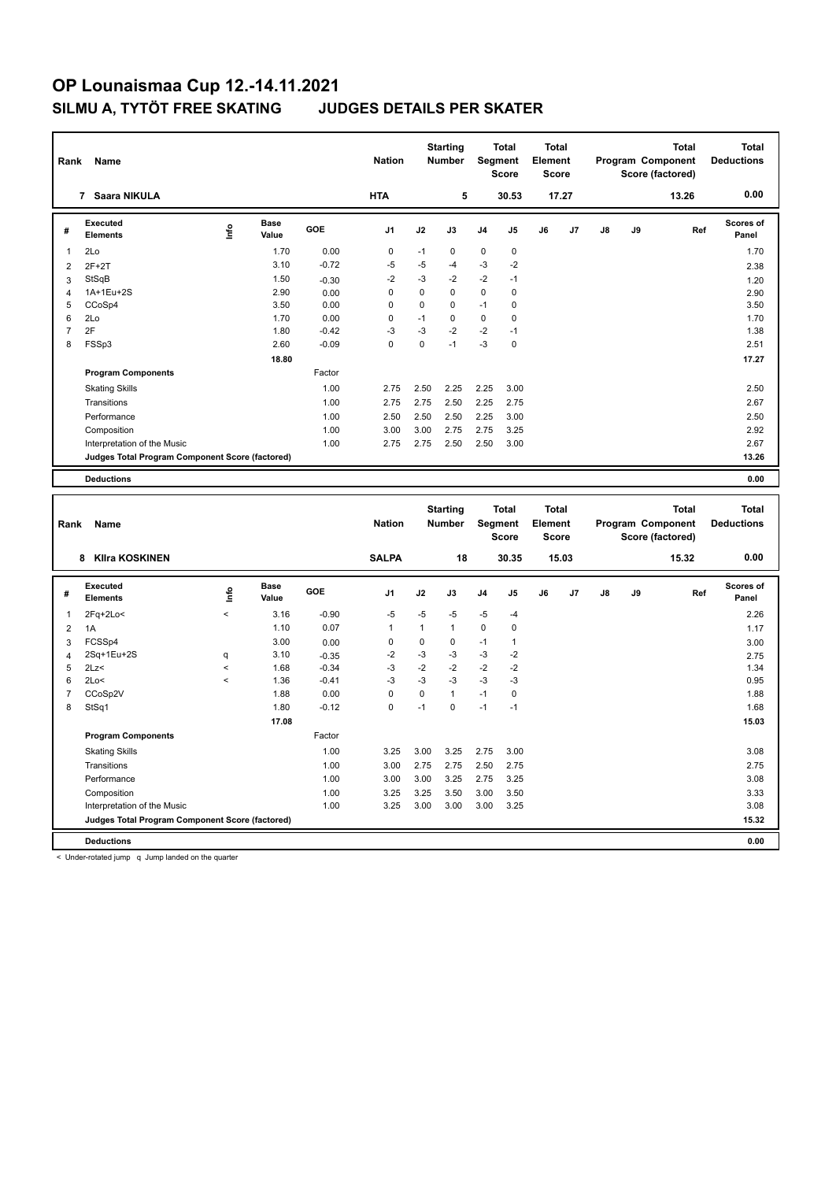# OP Lounaismaa Cup 12.-14.11.2021

## SILMU A, TYTÖT FREE SKATING JUDGES DETAILS PER SKATER

| Rank | Name | Nation | Starting Number | Total Segment Score | Total Element Score | Total Program Component Score (factored) | Total Deductions |
|---|---|---|---|---|---|---|---|
| 7 | Saara NIKULA | HTA | 5 | 30.53 | 17.27 | 13.26 | 0.00 |

| # | Executed Elements | Info | Base Value | GOE | J1 | J2 | J3 | J4 | J5 | J6 | J7 | J8 | J9 | Ref | Scores of Panel |
|---|---|---|---|---|---|---|---|---|---|---|---|---|---|---|---|
| 1 | 2Lo | | 1.70 | 0.00 | 0 | -1 | 0 | 0 | 0 | | | | | | 1.70 |
| 2 | 2F+2T | | 3.10 | -0.72 | -5 | -5 | -4 | -3 | -2 | | | | | | 2.38 |
| 3 | StSqB | | 1.50 | -0.30 | -2 | -3 | -2 | -2 | -1 | | | | | | 1.20 |
| 4 | 1A+1Eu+2S | | 2.90 | 0.00 | 0 | 0 | 0 | 0 | 0 | | | | | | 2.90 |
| 5 | CCoSp4 | | 3.50 | 0.00 | 0 | 0 | 0 | -1 | 0 | | | | | | 3.50 |
| 6 | 2Lo | | 1.70 | 0.00 | 0 | -1 | 0 | 0 | 0 | | | | | | 1.70 |
| 7 | 2F | | 1.80 | -0.42 | -3 | -3 | -2 | -2 | -1 | | | | | | 1.38 |
| 8 | FSSp3 | | 2.60 | -0.09 | 0 | 0 | -1 | -3 | 0 | | | | | | 2.51 |
| | | | 18.80 | | | | | | | | | | | | 17.27 |
| | **Program Components** | | | Factor | | | | | | | | | | | |
| | Skating Skills | | | 1.00 | 2.75 | 2.50 | 2.25 | 2.25 | 3.00 | | | | | | 2.50 |
| | Transitions | | | 1.00 | 2.75 | 2.75 | 2.50 | 2.25 | 2.75 | | | | | | 2.67 |
| | Performance | | | 1.00 | 2.50 | 2.50 | 2.50 | 2.25 | 3.00 | | | | | | 2.50 |
| | Composition | | | 1.00 | 3.00 | 3.00 | 2.75 | 2.75 | 3.25 | | | | | | 2.92 |
| | Interpretation of the Music | | | 1.00 | 2.75 | 2.75 | 2.50 | 2.50 | 3.00 | | | | | | 2.67 |
| | **Judges Total Program Component Score (factored)** | | | | | | | | | | | | | | 13.26 |
| | **Deductions** | | | | | | | | | | | | | | 0.00 |

| Rank | Name | Nation | Starting Number | Total Segment Score | Total Element Score | Total Program Component Score (factored) | Total Deductions |
|---|---|---|---|---|---|---|---|
| 8 | KIlra KOSKINEN | SALPA | 18 | 30.35 | 15.03 | 15.32 | 0.00 |

| # | Executed Elements | Info | Base Value | GOE | J1 | J2 | J3 | J4 | J5 | J6 | J7 | J8 | J9 | Ref | Scores of Panel |
|---|---|---|---|---|---|---|---|---|---|---|---|---|---|---|---|
| 1 | 2Fq+2Lo< | < | 3.16 | -0.90 | -5 | -5 | -5 | -5 | -4 | | | | | | 2.26 |
| 2 | 1A | | 1.10 | 0.07 | 1 | 1 | 1 | 0 | 0 | | | | | | 1.17 |
| 3 | FCSSp4 | | 3.00 | 0.00 | 0 | 0 | 0 | -1 | 1 | | | | | | 3.00 |
| 4 | 2Sq+1Eu+2S | q | 3.10 | -0.35 | -2 | -3 | -3 | -3 | -2 | | | | | | 2.75 |
| 5 | 2Lz< | < | 1.68 | -0.34 | -3 | -2 | -2 | -2 | -2 | | | | | | 1.34 |
| 6 | 2Lo< | < | 1.36 | -0.41 | -3 | -3 | -3 | -3 | -3 | | | | | | 0.95 |
| 7 | CCoSp2V | | 1.88 | 0.00 | 0 | 0 | 1 | -1 | 0 | | | | | | 1.88 |
| 8 | StSq1 | | 1.80 | -0.12 | 0 | -1 | 0 | -1 | -1 | | | | | | 1.68 |
| | | | 17.08 | | | | | | | | | | | | 15.03 |
| | **Program Components** | | | Factor | | | | | | | | | | | |
| | Skating Skills | | | 1.00 | 3.25 | 3.00 | 3.25 | 2.75 | 3.00 | | | | | | 3.08 |
| | Transitions | | | 1.00 | 3.00 | 2.75 | 2.75 | 2.50 | 2.75 | | | | | | 2.75 |
| | Performance | | | 1.00 | 3.00 | 3.00 | 3.25 | 2.75 | 3.25 | | | | | | 3.08 |
| | Composition | | | 1.00 | 3.25 | 3.25 | 3.50 | 3.00 | 3.50 | | | | | | 3.33 |
| | Interpretation of the Music | | | 1.00 | 3.25 | 3.00 | 3.00 | 3.00 | 3.25 | | | | | | 3.08 |
| | **Judges Total Program Component Score (factored)** | | | | | | | | | | | | | | 15.32 |
| | **Deductions** | | | | | | | | | | | | | | 0.00 |

< Under-rotated jump q Jump landed on the quarter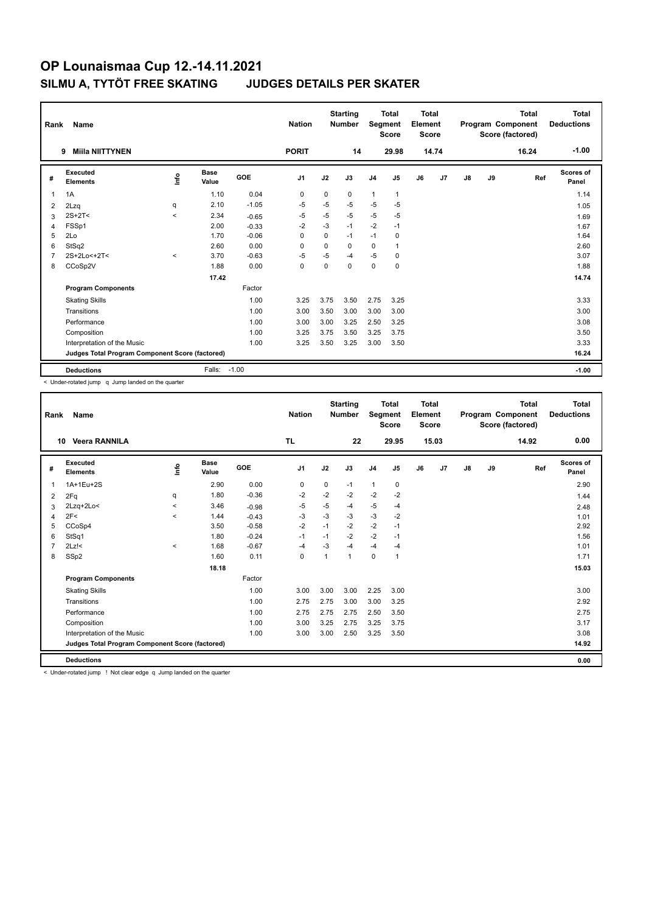# OP Lounaismaa Cup 12.-14.11.2021

## SILMU A, TYTÖT FREE SKATING JUDGES DETAILS PER SKATER

| Rank | Name | Nation | Starting Number | Total Segment Score | Total Element Score | Total Program Component Score (factored) | Total Deductions |
|---|---|---|---|---|---|---|---|
| 9 | Miila NIITTYNEN | PORIT | 14 | 29.98 | 14.74 | 16.24 | -1.00 |

| # | Executed Elements | Info | Base Value | GOE | J1 | J2 | J3 | J4 | J5 | J6 | J7 | J8 | J9 | Ref | Scores of Panel |
|---|---|---|---|---|---|---|---|---|---|---|---|---|---|---|---|
| 1 | 1A | | 1.10 | 0.04 | 0 | 0 | 0 | 1 | 1 | | | | | | 1.14 |
| 2 | 2Lzq | q | 2.10 | -1.05 | -5 | -5 | -5 | -5 | -5 | | | | | | 1.05 |
| 3 | 2S+2T< | < | 2.34 | -0.65 | -5 | -5 | -5 | -5 | -5 | | | | | | 1.69 |
| 4 | FSSp1 | | 2.00 | -0.33 | -2 | -3 | -1 | -2 | -1 | | | | | | 1.67 |
| 5 | 2Lo | | 1.70 | -0.06 | 0 | 0 | -1 | -1 | 0 | | | | | | 1.64 |
| 6 | StSq2 | | 2.60 | 0.00 | 0 | 0 | 0 | 0 | 1 | | | | | | 2.60 |
| 7 | 2S+2Lo<+2T< | < | 3.70 | -0.63 | -5 | -5 | -4 | -5 | 0 | | | | | | 3.07 |
| 8 | CCoSp2V | | 1.88 | 0.00 | 0 | 0 | 0 | 0 | 0 | | | | | | 1.88 |
| | | | 17.42 | | | | | | | | | | | | 14.74 |
| | **Program Components** | | | Factor | | | | | | | | | | | |
| | Skating Skills | | | 1.00 | 3.25 | 3.75 | 3.50 | 2.75 | 3.25 | | | | | | 3.33 |
| | Transitions | | | 1.00 | 3.00 | 3.50 | 3.00 | 3.00 | 3.00 | | | | | | 3.00 |
| | Performance | | | 1.00 | 3.00 | 3.00 | 3.25 | 2.50 | 3.25 | | | | | | 3.08 |
| | Composition | | | 1.00 | 3.25 | 3.75 | 3.50 | 3.25 | 3.75 | | | | | | 3.50 |
| | Interpretation of the Music | | | 1.00 | 3.25 | 3.50 | 3.25 | 3.00 | 3.50 | | | | | | 3.33 |
| | **Judges Total Program Component Score (factored)** | | | | | | | | | | | | | | 16.24 |
| | **Deductions** | | Falls: | -1.00 | | | | | | | | | | | -1.00 |

< Under-rotated jump q Jump landed on the quarter

| Rank | Name | Nation | Starting Number | Total Segment Score | Total Element Score | Total Program Component Score (factored) | Total Deductions |
|---|---|---|---|---|---|---|---|
| 10 | Veera RANNILA | TL | 22 | 29.95 | 15.03 | 14.92 | 0.00 |

| # | Executed Elements | Info | Base Value | GOE | J1 | J2 | J3 | J4 | J5 | J6 | J7 | J8 | J9 | Ref | Scores of Panel |
|---|---|---|---|---|---|---|---|---|---|---|---|---|---|---|---|
| 1 | 1A+1Eu+2S | | 2.90 | 0.00 | 0 | 0 | -1 | 1 | 0 | | | | | | 2.90 |
| 2 | 2Fq | q | 1.80 | -0.36 | -2 | -2 | -2 | -2 | -2 | | | | | | 1.44 |
| 3 | 2Lzq+2Lo< | < | 3.46 | -0.98 | -5 | -5 | -4 | -5 | -4 | | | | | | 2.48 |
| 4 | 2F< | < | 1.44 | -0.43 | -3 | -3 | -3 | -3 | -2 | | | | | | 1.01 |
| 5 | CCoSp4 | | 3.50 | -0.58 | -2 | -1 | -2 | -2 | -1 | | | | | | 2.92 |
| 6 | StSq1 | | 1.80 | -0.24 | -1 | -1 | -2 | -2 | -1 | | | | | | 1.56 |
| 7 | 2Lz!< | < | 1.68 | -0.67 | -4 | -3 | -4 | -4 | -4 | | | | | | 1.01 |
| 8 | SSp2 | | 1.60 | 0.11 | 0 | 1 | 1 | 0 | 1 | | | | | | 1.71 |
| | | | 18.18 | | | | | | | | | | | | 15.03 |
| | **Program Components** | | | Factor | | | | | | | | | | | |
| | Skating Skills | | | 1.00 | 3.00 | 3.00 | 3.00 | 2.25 | 3.00 | | | | | | 3.00 |
| | Transitions | | | 1.00 | 2.75 | 2.75 | 3.00 | 3.00 | 3.25 | | | | | | 2.92 |
| | Performance | | | 1.00 | 2.75 | 2.75 | 2.75 | 2.50 | 3.50 | | | | | | 2.75 |
| | Composition | | | 1.00 | 3.00 | 3.25 | 2.75 | 3.25 | 3.75 | | | | | | 3.17 |
| | Interpretation of the Music | | | 1.00 | 3.00 | 3.00 | 2.50 | 3.25 | 3.50 | | | | | | 3.08 |
| | **Judges Total Program Component Score (factored)** | | | | | | | | | | | | | | 14.92 |
| | **Deductions** | | | | | | | | | | | | | | 0.00 |

< Under-rotated jump ! Not clear edge q Jump landed on the quarter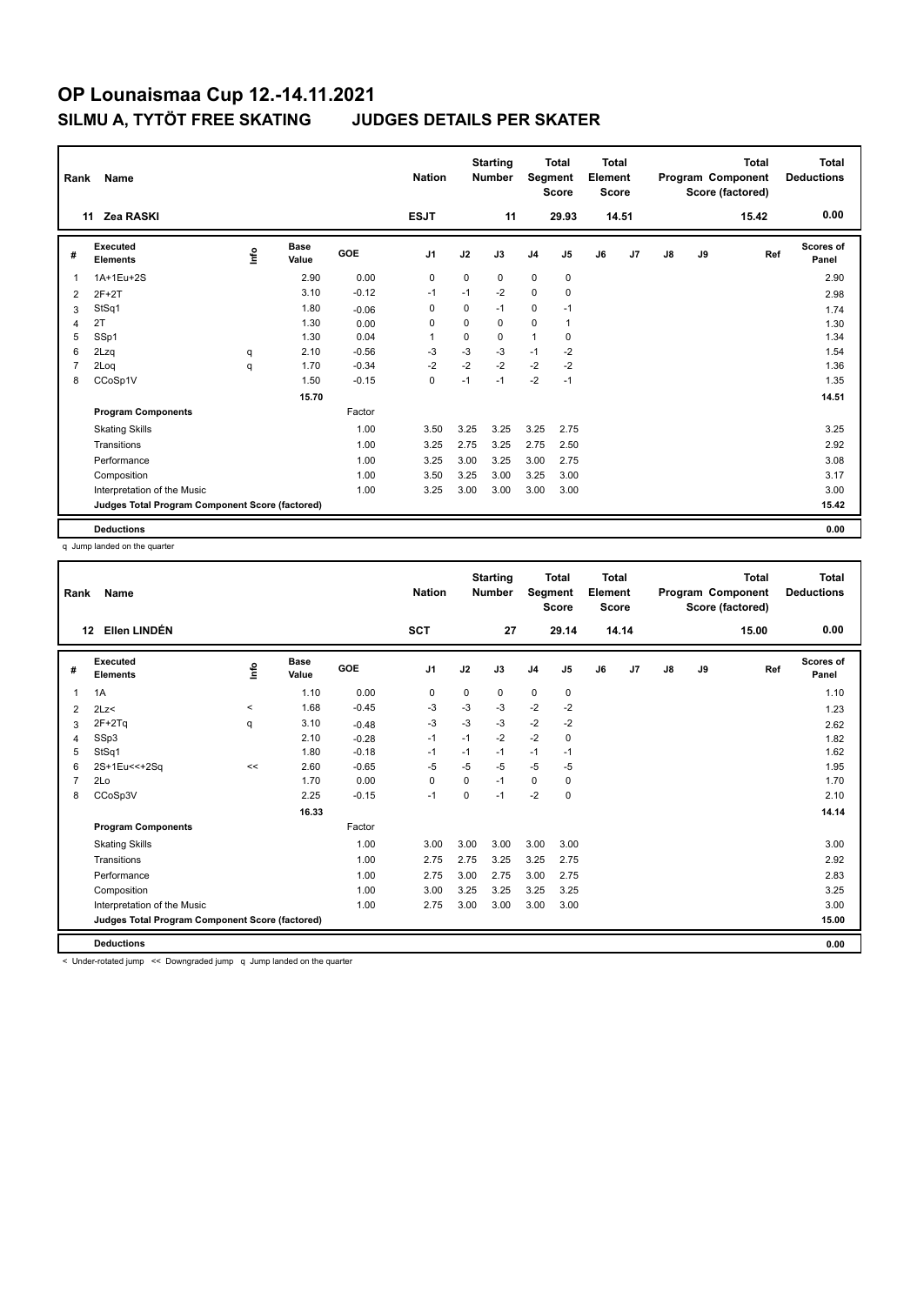# OP Lounaismaa Cup 12.-14.11.2021

## SILMU A, TYTÖT FREE SKATING JUDGES DETAILS PER SKATER

| Rank | Name | Nation | Starting Number | Total Segment Score | Total Element Score | Total Program Component Score (factored) | Total Deductions |
|---|---|---|---|---|---|---|---|
| 11 | Zea RASKI | ESJT | 11 | 29.93 | 14.51 | 15.42 | 0.00 |

| # | Executed Elements | Info | Base Value | GOE | J1 | J2 | J3 | J4 | J5 | J6 | J7 | J8 | J9 | Ref | Scores of Panel |
|---|---|---|---|---|---|---|---|---|---|---|---|---|---|---|---|
| 1 | 1A+1Eu+2S | | 2.90 | 0.00 | 0 | 0 | 0 | 0 | 0 | | | | | | 2.90 |
| 2 | 2F+2T | | 3.10 | -0.12 | -1 | -1 | -2 | 0 | 0 | | | | | | 2.98 |
| 3 | StSq1 | | 1.80 | -0.06 | 0 | 0 | -1 | 0 | -1 | | | | | | 1.74 |
| 4 | 2T | | 1.30 | 0.00 | 0 | 0 | 0 | 0 | 1 | | | | | | 1.30 |
| 5 | SSp1 | | 1.30 | 0.04 | 1 | 0 | 0 | 1 | 0 | | | | | | 1.34 |
| 6 | 2Lzq | q | 2.10 | -0.56 | -3 | -3 | -3 | -1 | -2 | | | | | | 1.54 |
| 7 | 2Loq | q | 1.70 | -0.34 | -2 | -2 | -2 | -2 | -2 | | | | | | 1.36 |
| 8 | CCoSp1V | | 1.50 | -0.15 | 0 | -1 | -1 | -2 | -1 | | | | | | 1.35 |
| | | | 15.70 | | | | | | | | | | | | 14.51 |
| | **Program Components** | | | Factor | | | | | | | | | | | |
| | Skating Skills | | | 1.00 | 3.50 | 3.25 | 3.25 | 3.25 | 2.75 | | | | | | 3.25 |
| | Transitions | | | 1.00 | 3.25 | 2.75 | 3.25 | 2.75 | 2.50 | | | | | | 2.92 |
| | Performance | | | 1.00 | 3.25 | 3.00 | 3.25 | 3.00 | 2.75 | | | | | | 3.08 |
| | Composition | | | 1.00 | 3.50 | 3.25 | 3.00 | 3.25 | 3.00 | | | | | | 3.17 |
| | Interpretation of the Music | | | 1.00 | 3.25 | 3.00 | 3.00 | 3.00 | 3.00 | | | | | | 3.00 |
| | **Judges Total Program Component Score (factored)** | | | | | | | | | | | | | | 15.42 |
| | **Deductions** | | | | | | | | | | | | | | 0.00 |

q Jump landed on the quarter

| Rank | Name | Nation | Starting Number | Total Segment Score | Total Element Score | Total Program Component Score (factored) | Total Deductions |
|---|---|---|---|---|---|---|---|
| 12 | Ellen LINDÉN | SCT | 27 | 29.14 | 14.14 | 15.00 | 0.00 |

| # | Executed Elements | Info | Base Value | GOE | J1 | J2 | J3 | J4 | J5 | J6 | J7 | J8 | J9 | Ref | Scores of Panel |
|---|---|---|---|---|---|---|---|---|---|---|---|---|---|---|---|
| 1 | 1A | | 1.10 | 0.00 | 0 | 0 | 0 | 0 | 0 | | | | | | 1.10 |
| 2 | 2Lz< | < | 1.68 | -0.45 | -3 | -3 | -3 | -2 | -2 | | | | | | 1.23 |
| 3 | 2F+2Tq | q | 3.10 | -0.48 | -3 | -3 | -3 | -2 | -2 | | | | | | 2.62 |
| 4 | SSp3 | | 2.10 | -0.28 | -1 | -1 | -2 | -2 | 0 | | | | | | 1.82 |
| 5 | StSq1 | | 1.80 | -0.18 | -1 | -1 | -1 | -1 | -1 | | | | | | 1.62 |
| 6 | 2S+1Eu<<+2Sq | << | 2.60 | -0.65 | -5 | -5 | -5 | -5 | -5 | | | | | | 1.95 |
| 7 | 2Lo | | 1.70 | 0.00 | 0 | 0 | -1 | 0 | 0 | | | | | | 1.70 |
| 8 | CCoSp3V | | 2.25 | -0.15 | -1 | 0 | -1 | -2 | 0 | | | | | | 2.10 |
| | | | 16.33 | | | | | | | | | | | | 14.14 |
| | **Program Components** | | | Factor | | | | | | | | | | | |
| | Skating Skills | | | 1.00 | 3.00 | 3.00 | 3.00 | 3.00 | 3.00 | | | | | | 3.00 |
| | Transitions | | | 1.00 | 2.75 | 2.75 | 3.25 | 3.25 | 2.75 | | | | | | 2.92 |
| | Performance | | | 1.00 | 2.75 | 3.00 | 2.75 | 3.00 | 2.75 | | | | | | 2.83 |
| | Composition | | | 1.00 | 3.00 | 3.25 | 3.25 | 3.25 | 3.25 | | | | | | 3.25 |
| | Interpretation of the Music | | | 1.00 | 2.75 | 3.00 | 3.00 | 3.00 | 3.00 | | | | | | 3.00 |
| | **Judges Total Program Component Score (factored)** | | | | | | | | | | | | | | 15.00 |
| | **Deductions** | | | | | | | | | | | | | | 0.00 |

< Under-rotated jump << Downgraded jump q Jump landed on the quarter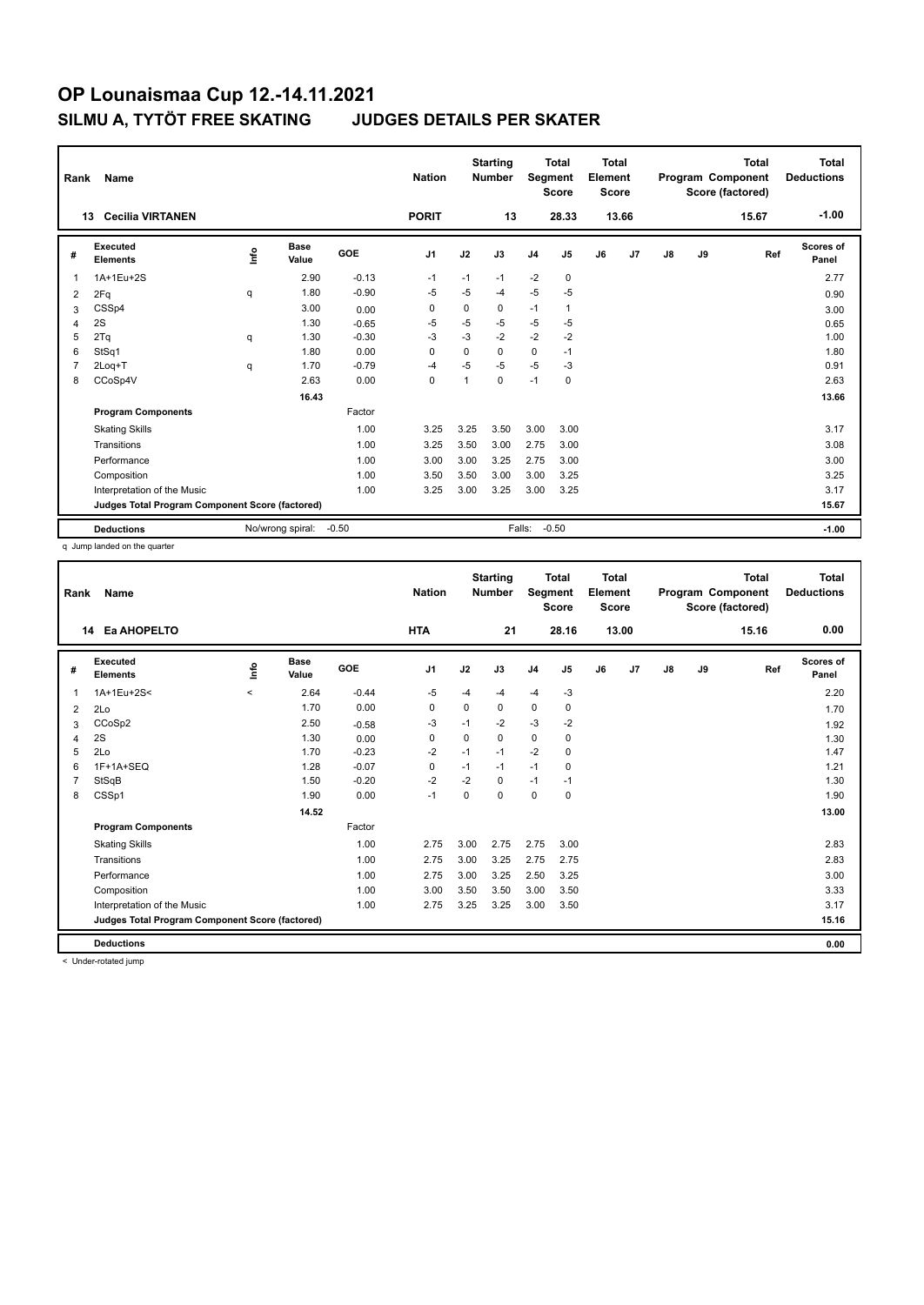# OP Lounaismaa Cup 12.-14.11.2021

## SILMU A, TYTÖT FREE SKATING JUDGES DETAILS PER SKATER

| Rank | Name | Nation | Starting Number | Total Segment Score | Total Element Score | Total Program Component Score (factored) | Total Deductions |
|---|---|---|---|---|---|---|---|
| 13 | Cecilia VIRTANEN | PORIT | 13 | 28.33 | 13.66 | 15.67 | -1.00 |

| # | Executed Elements | Info | Base Value | GOE | J1 | J2 | J3 | J4 | J5 | J6 | J7 | J8 | J9 | Ref | Scores of Panel |
|---|---|---|---|---|---|---|---|---|---|---|---|---|---|---|---|
| 1 | 1A+1Eu+2S | | 2.90 | -0.13 | -1 | -1 | -1 | -2 | 0 | | | | | | 2.77 |
| 2 | 2Fq | q | 1.80 | -0.90 | -5 | -5 | -4 | -5 | -5 | | | | | | 0.90 |
| 3 | CSSp4 | | 3.00 | 0.00 | 0 | 0 | 0 | -1 | 1 | | | | | | 3.00 |
| 4 | 2S | | 1.30 | -0.65 | -5 | -5 | -5 | -5 | -5 | | | | | | 0.65 |
| 5 | 2Tq | q | 1.30 | -0.30 | -3 | -3 | -2 | -2 | -2 | | | | | | 1.00 |
| 6 | StSq1 | | 1.80 | 0.00 | 0 | 0 | 0 | 0 | -1 | | | | | | 1.80 |
| 7 | 2Loq+T | q | 1.70 | -0.79 | -4 | -5 | -5 | -5 | -3 | | | | | | 0.91 |
| 8 | CCoSp4V | | 2.63 | 0.00 | 0 | 1 | 0 | -1 | 0 | | | | | | 2.63 |
| | | | 16.43 | | | | | | | | | | | | 13.66 |
| | **Program Components** | | | Factor | | | | | | | | | | | |
| | Skating Skills | | | 1.00 | 3.25 | 3.25 | 3.50 | 3.00 | 3.00 | | | | | | 3.17 |
| | Transitions | | | 1.00 | 3.25 | 3.50 | 3.00 | 2.75 | 3.00 | | | | | | 3.08 |
| | Performance | | | 1.00 | 3.00 | 3.00 | 3.25 | 2.75 | 3.00 | | | | | | 3.00 |
| | Composition | | | 1.00 | 3.50 | 3.50 | 3.00 | 3.00 | 3.25 | | | | | | 3.25 |
| | Interpretation of the Music | | | 1.00 | 3.25 | 3.00 | 3.25 | 3.00 | 3.25 | | | | | | 3.17 |
| | **Judges Total Program Component Score (factored)** | | | | | | | | | | | | | | 15.67 |
| | **Deductions** | No/wrong spiral: | -0.50 | | | | Falls: | -0.50 | | | | | | | -1.00 |

q Jump landed on the quarter

| Rank | Name | Nation | Starting Number | Total Segment Score | Total Element Score | Total Program Component Score (factored) | Total Deductions |
|---|---|---|---|---|---|---|---|
| 14 | Ea AHOPELTO | HTA | 21 | 28.16 | 13.00 | 15.16 | 0.00 |

| # | Executed Elements | Info | Base Value | GOE | J1 | J2 | J3 | J4 | J5 | J6 | J7 | J8 | J9 | Ref | Scores of Panel |
|---|---|---|---|---|---|---|---|---|---|---|---|---|---|---|---|
| 1 | 1A+1Eu+2S< | < | 2.64 | -0.44 | -5 | -4 | -4 | -4 | -3 | | | | | | 2.20 |
| 2 | 2Lo | | 1.70 | 0.00 | 0 | 0 | 0 | 0 | 0 | | | | | | 1.70 |
| 3 | CCoSp2 | | 2.50 | -0.58 | -3 | -1 | -2 | -3 | -2 | | | | | | 1.92 |
| 4 | 2S | | 1.30 | 0.00 | 0 | 0 | 0 | 0 | 0 | | | | | | 1.30 |
| 5 | 2Lo | | 1.70 | -0.23 | -2 | -1 | -1 | -2 | 0 | | | | | | 1.47 |
| 6 | 1F+1A+SEQ | | 1.28 | -0.07 | 0 | -1 | -1 | -1 | 0 | | | | | | 1.21 |
| 7 | StSqB | | 1.50 | -0.20 | -2 | -2 | 0 | -1 | -1 | | | | | | 1.30 |
| 8 | CSSp1 | | 1.90 | 0.00 | -1 | 0 | 0 | 0 | 0 | | | | | | 1.90 |
| | | | 14.52 | | | | | | | | | | | | 13.00 |
| | **Program Components** | | | Factor | | | | | | | | | | | |
| | Skating Skills | | | 1.00 | 2.75 | 3.00 | 2.75 | 2.75 | 3.00 | | | | | | 2.83 |
| | Transitions | | | 1.00 | 2.75 | 3.00 | 3.25 | 2.75 | 2.75 | | | | | | 2.83 |
| | Performance | | | 1.00 | 2.75 | 3.00 | 3.25 | 2.50 | 3.25 | | | | | | 3.00 |
| | Composition | | | 1.00 | 3.00 | 3.50 | 3.50 | 3.00 | 3.50 | | | | | | 3.33 |
| | Interpretation of the Music | | | 1.00 | 2.75 | 3.25 | 3.25 | 3.00 | 3.50 | | | | | | 3.17 |
| | **Judges Total Program Component Score (factored)** | | | | | | | | | | | | | | 15.16 |
| | **Deductions** | | | | | | | | | | | | | | 0.00 |

< Under-rotated jump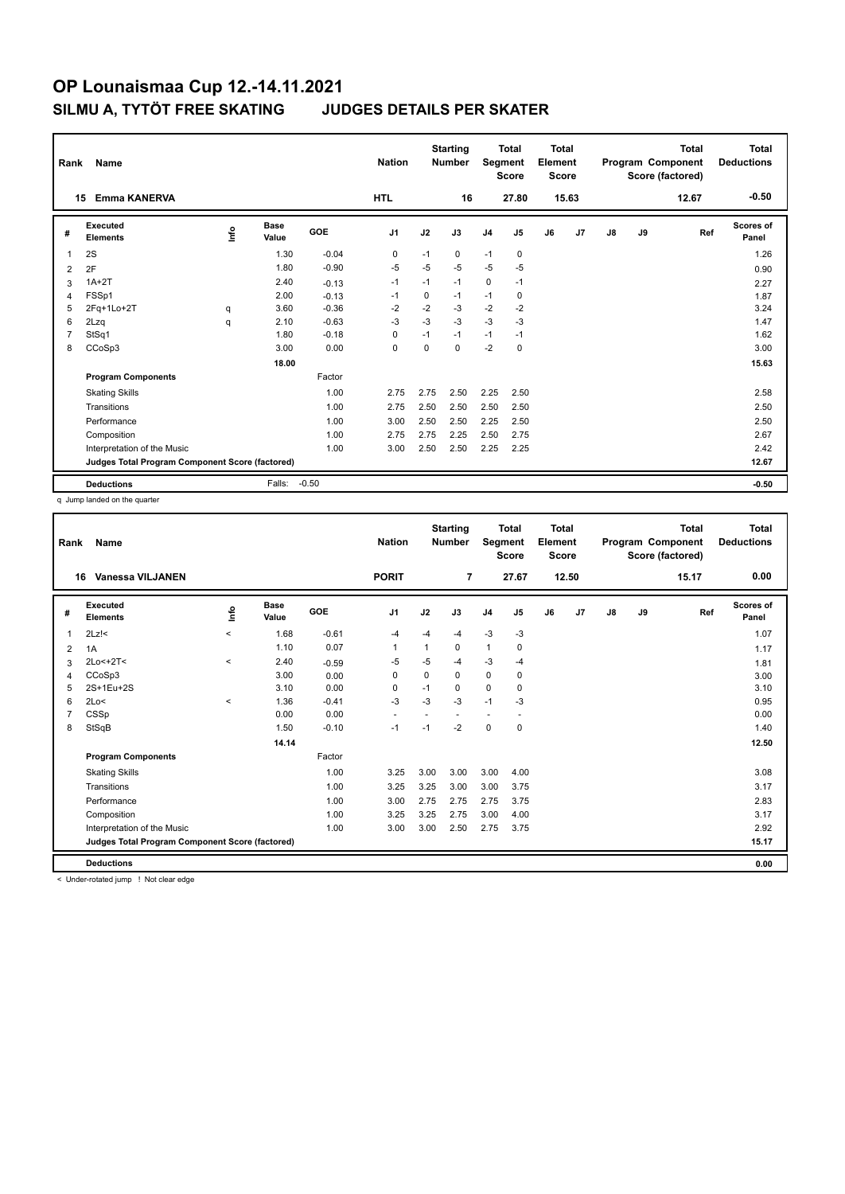# OP Lounaismaa Cup 12.-14.11.2021

## SILMU A, TYTÖT FREE SKATING JUDGES DETAILS PER SKATER

| Rank | Name | Nation | Starting Number | Total Segment Score | Total Element Score | Total Program Component Score (factored) | Total Deductions |
|---|---|---|---|---|---|---|---|
| 15 | Emma KANERVA | HTL | 16 | 27.80 | 15.63 | 12.67 | -0.50 |

| # | Executed Elements | Info | Base Value | GOE | J1 | J2 | J3 | J4 | J5 | J6 | J7 | J8 | J9 | Ref | Scores of Panel |
|---|---|---|---|---|---|---|---|---|---|---|---|---|---|---|---|
| 1 | 2S | | 1.30 | -0.04 | 0 | -1 | 0 | -1 | 0 | | | | | | 1.26 |
| 2 | 2F | | 1.80 | -0.90 | -5 | -5 | -5 | -5 | -5 | | | | | | 0.90 |
| 3 | 1A+2T | | 2.40 | -0.13 | -1 | -1 | -1 | 0 | -1 | | | | | | 2.27 |
| 4 | FSSp1 | | 2.00 | -0.13 | -1 | 0 | -1 | -1 | 0 | | | | | | 1.87 |
| 5 | 2Fq+1Lo+2T | q | 3.60 | -0.36 | -2 | -2 | -3 | -2 | -2 | | | | | | 3.24 |
| 6 | 2Lzq | q | 2.10 | -0.63 | -3 | -3 | -3 | -3 | -3 | | | | | | 1.47 |
| 7 | StSq1 | | 1.80 | -0.18 | 0 | -1 | -1 | -1 | -1 | | | | | | 1.62 |
| 8 | CCoSp3 | | 3.00 | 0.00 | 0 | 0 | 0 | -2 | 0 | | | | | | 3.00 |
| | | | 18.00 | | | | | | | | | | | | 15.63 |
| | **Program Components** | | | Factor | | | | | | | | | | | |
| | Skating Skills | | | 1.00 | 2.75 | 2.75 | 2.50 | 2.25 | 2.50 | | | | | | 2.58 |
| | Transitions | | | 1.00 | 2.75 | 2.50 | 2.50 | 2.50 | 2.50 | | | | | | 2.50 |
| | Performance | | | 1.00 | 3.00 | 2.50 | 2.50 | 2.25 | 2.50 | | | | | | 2.50 |
| | Composition | | | 1.00 | 2.75 | 2.75 | 2.25 | 2.50 | 2.75 | | | | | | 2.67 |
| | Interpretation of the Music | | | 1.00 | 3.00 | 2.50 | 2.50 | 2.25 | 2.25 | | | | | | 2.42 |
| | **Judges Total Program Component Score (factored)** | | | | | | | | | | | | | | 12.67 |
| | **Deductions** | | Falls: | -0.50 | | | | | | | | | | | -0.50 |

q Jump landed on the quarter

| Rank | Name | Nation | Starting Number | Total Segment Score | Total Element Score | Total Program Component Score (factored) | Total Deductions |
|---|---|---|---|---|---|---|---|
| 16 | Vanessa VILJANEN | PORIT | 7 | 27.67 | 12.50 | 15.17 | 0.00 |

| # | Executed Elements | Info | Base Value | GOE | J1 | J2 | J3 | J4 | J5 | J6 | J7 | J8 | J9 | Ref | Scores of Panel |
|---|---|---|---|---|---|---|---|---|---|---|---|---|---|---|---|
| 1 | 2Lz!< | < | 1.68 | -0.61 | -4 | -4 | -4 | -3 | -3 | | | | | | 1.07 |
| 2 | 1A | | 1.10 | 0.07 | 1 | 1 | 0 | 1 | 0 | | | | | | 1.17 |
| 3 | 2Lo<+2T< | < | 2.40 | -0.59 | -5 | -5 | -4 | -3 | -4 | | | | | | 1.81 |
| 4 | CCoSp3 | | 3.00 | 0.00 | 0 | 0 | 0 | 0 | 0 | | | | | | 3.00 |
| 5 | 2S+1Eu+2S | | 3.10 | 0.00 | 0 | -1 | 0 | 0 | 0 | | | | | | 3.10 |
| 6 | 2Lo< | < | 1.36 | -0.41 | -3 | -3 | -3 | -1 | -3 | | | | | | 0.95 |
| 7 | CSSp | | 0.00 | 0.00 | - | - | - | - | - | | | | | | 0.00 |
| 8 | StSqB | | 1.50 | -0.10 | -1 | -1 | -2 | 0 | 0 | | | | | | 1.40 |
| | | | 14.14 | | | | | | | | | | | | 12.50 |
| | **Program Components** | | | Factor | | | | | | | | | | | |
| | Skating Skills | | | 1.00 | 3.25 | 3.00 | 3.00 | 3.00 | 4.00 | | | | | | 3.08 |
| | Transitions | | | 1.00 | 3.25 | 3.25 | 3.00 | 3.00 | 3.75 | | | | | | 3.17 |
| | Performance | | | 1.00 | 3.00 | 2.75 | 2.75 | 2.75 | 3.75 | | | | | | 2.83 |
| | Composition | | | 1.00 | 3.25 | 3.25 | 2.75 | 3.00 | 4.00 | | | | | | 3.17 |
| | Interpretation of the Music | | | 1.00 | 3.00 | 3.00 | 2.50 | 2.75 | 3.75 | | | | | | 2.92 |
| | **Judges Total Program Component Score (factored)** | | | | | | | | | | | | | | 15.17 |
| | **Deductions** | | | | | | | | | | | | | | 0.00 |

< Under-rotated jump ! Not clear edge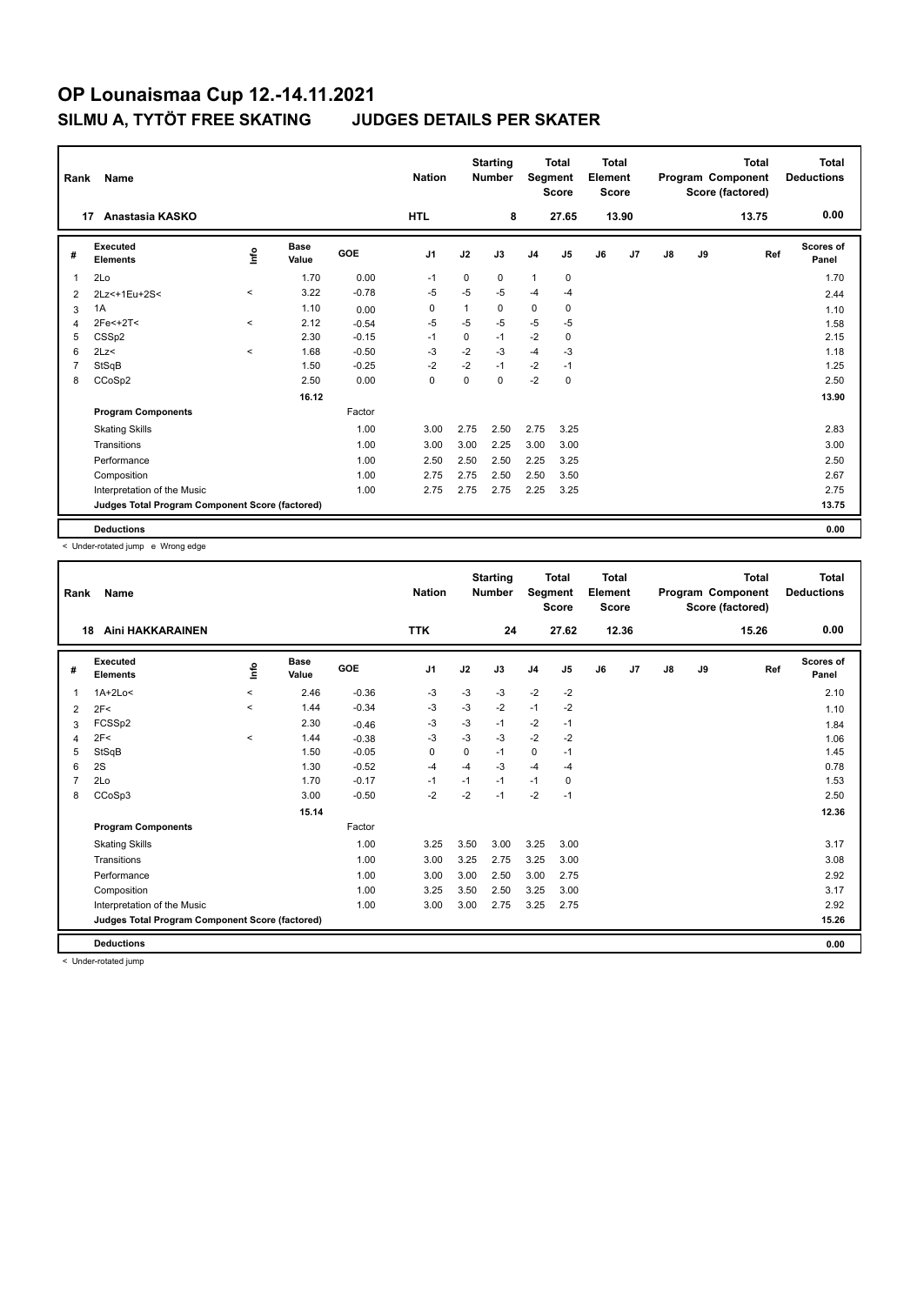# OP Lounaismaa Cup 12.-14.11.2021

## SILMU A, TYTÖT FREE SKATING JUDGES DETAILS PER SKATER

| Rank | Name | Nation | Starting Number | Total Segment Score | Total Element Score | Total Program Component Score (factored) | Total Deductions |
|---|---|---|---|---|---|---|---|
| 17 | Anastasia KASKO | HTL | 8 | 27.65 | 13.90 | 13.75 | 0.00 |

| # | Executed Elements | Info | Base Value | GOE | J1 | J2 | J3 | J4 | J5 | J6 | J7 | J8 | J9 | Ref | Scores of Panel |
|---|---|---|---|---|---|---|---|---|---|---|---|---|---|---|---|
| 1 | 2Lo | | 1.70 | 0.00 | -1 | 0 | 0 | 1 | 0 | | | | | | 1.70 |
| 2 | 2Lz<+1Eu+2S< | < | 3.22 | -0.78 | -5 | -5 | -5 | -4 | -4 | | | | | | 2.44 |
| 3 | 1A | | 1.10 | 0.00 | 0 | 1 | 0 | 0 | 0 | | | | | | 1.10 |
| 4 | 2Fe<+2T< | < | 2.12 | -0.54 | -5 | -5 | -5 | -5 | -5 | | | | | | 1.58 |
| 5 | CSSp2 | | 2.30 | -0.15 | -1 | 0 | -1 | -2 | 0 | | | | | | 2.15 |
| 6 | 2Lz< | < | 1.68 | -0.50 | -3 | -2 | -3 | -4 | -3 | | | | | | 1.18 |
| 7 | StSqB | | 1.50 | -0.25 | -2 | -2 | -1 | -2 | -1 | | | | | | 1.25 |
| 8 | CCoSp2 | | 2.50 | 0.00 | 0 | 0 | 0 | -2 | 0 | | | | | | 2.50 |
| | | | 16.12 | | | | | | | | | | | | 13.90 |
| | **Program Components** | | | Factor | | | | | | | | | | | |
| | Skating Skills | | | 1.00 | 3.00 | 2.75 | 2.50 | 2.75 | 3.25 | | | | | | 2.83 |
| | Transitions | | | 1.00 | 3.00 | 3.00 | 2.25 | 3.00 | 3.00 | | | | | | 3.00 |
| | Performance | | | 1.00 | 2.50 | 2.50 | 2.50 | 2.25 | 3.25 | | | | | | 2.50 |
| | Composition | | | 1.00 | 2.75 | 2.75 | 2.50 | 2.50 | 3.50 | | | | | | 2.67 |
| | Interpretation of the Music | | | 1.00 | 2.75 | 2.75 | 2.75 | 2.25 | 3.25 | | | | | | 2.75 |
| | **Judges Total Program Component Score (factored)** | | | | | | | | | | | | | | 13.75 |
| | **Deductions** | | | | | | | | | | | | | | 0.00 |

< Under-rotated jump e Wrong edge

| Rank | Name | Nation | Starting Number | Total Segment Score | Total Element Score | Total Program Component Score (factored) | Total Deductions |
|---|---|---|---|---|---|---|---|
| 18 | Aini HAKKARAINEN | TTK | 24 | 27.62 | 12.36 | 15.26 | 0.00 |

| # | Executed Elements | Info | Base Value | GOE | J1 | J2 | J3 | J4 | J5 | J6 | J7 | J8 | J9 | Ref | Scores of Panel |
|---|---|---|---|---|---|---|---|---|---|---|---|---|---|---|---|
| 1 | 1A+2Lo< | < | 2.46 | -0.36 | -3 | -3 | -3 | -2 | -2 | | | | | | 2.10 |
| 2 | 2F< | < | 1.44 | -0.34 | -3 | -3 | -2 | -1 | -2 | | | | | | 1.10 |
| 3 | FCSSp2 | | 2.30 | -0.46 | -3 | -3 | -1 | -2 | -1 | | | | | | 1.84 |
| 4 | 2F< | < | 1.44 | -0.38 | -3 | -3 | -3 | -2 | -2 | | | | | | 1.06 |
| 5 | StSqB | | 1.50 | -0.05 | 0 | 0 | -1 | 0 | -1 | | | | | | 1.45 |
| 6 | 2S | | 1.30 | -0.52 | -4 | -4 | -3 | -4 | -4 | | | | | | 0.78 |
| 7 | 2Lo | | 1.70 | -0.17 | -1 | -1 | -1 | -1 | 0 | | | | | | 1.53 |
| 8 | CCoSp3 | | 3.00 | -0.50 | -2 | -2 | -1 | -2 | -1 | | | | | | 2.50 |
| | | | 15.14 | | | | | | | | | | | | 12.36 |
| | **Program Components** | | | Factor | | | | | | | | | | | |
| | Skating Skills | | | 1.00 | 3.25 | 3.50 | 3.00 | 3.25 | 3.00 | | | | | | 3.17 |
| | Transitions | | | 1.00 | 3.00 | 3.25 | 2.75 | 3.25 | 3.00 | | | | | | 3.08 |
| | Performance | | | 1.00 | 3.00 | 3.00 | 2.50 | 3.00 | 2.75 | | | | | | 2.92 |
| | Composition | | | 1.00 | 3.25 | 3.50 | 2.50 | 3.25 | 3.00 | | | | | | 3.17 |
| | Interpretation of the Music | | | 1.00 | 3.00 | 3.00 | 2.75 | 3.25 | 2.75 | | | | | | 2.92 |
| | **Judges Total Program Component Score (factored)** | | | | | | | | | | | | | | 15.26 |
| | **Deductions** | | | | | | | | | | | | | | 0.00 |

< Under-rotated jump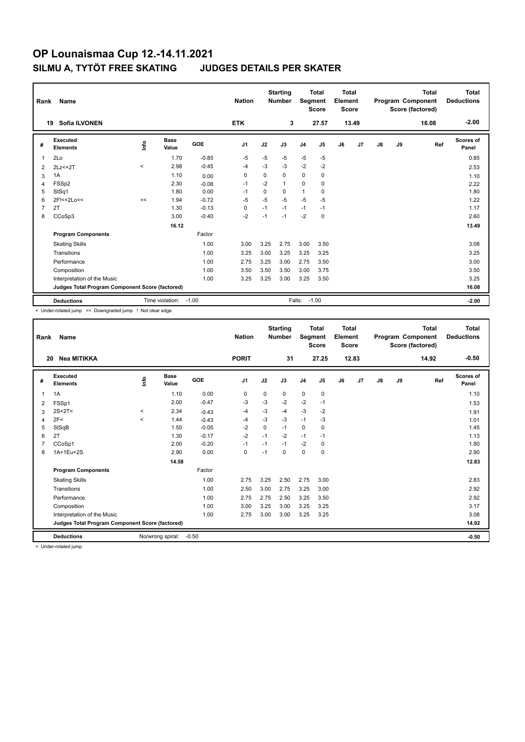# OP Lounaismaa Cup 12.-14.11.2021

## SILMU A, TYTÖT FREE SKATING JUDGES DETAILS PER SKATER

| Rank | Name | | | | Nation | | Starting Number | | Total Segment Score | | Total Element Score | | | Total Program Component Score (factored) | | Total Deductions |
|---|---|---|---|---|---|---|---|---|---|---|---|---|---|---|---|---|
| 19 | Sofia ILVONEN | | | | ETK | | 3 | | 27.57 | | 13.49 | | | 16.08 | | -2.00 |

| # | Executed Elements | Info | Base Value | GOE | J1 | J2 | J3 | J4 | J5 | J6 | J7 | J8 | J9 | Ref | Scores of Panel |
|---|---|---|---|---|---|---|---|---|---|---|---|---|---|---|---|
| 1 | 2Lo | | 1.70 | -0.85 | -5 | -5 | -5 | -5 | -5 | | | | | | 0.85 |
| 2 | 2Lz<+2T | < | 2.98 | -0.45 | -4 | -3 | -3 | -2 | -2 | | | | | | 2.53 |
| 3 | 1A | | 1.10 | 0.00 | 0 | 0 | 0 | 0 | 0 | | | | | | 1.10 |
| 4 | FSSp2 | | 2.30 | -0.08 | -1 | -2 | 1 | 0 | 0 | | | | | | 2.22 |
| 5 | StSq1 | | 1.80 | 0.00 | -1 | 0 | 0 | 1 | 0 | | | | | | 1.80 |
| 6 | 2F!<+2Lo<< | << | 1.94 | -0.72 | -5 | -5 | -5 | -5 | -5 | | | | | | 1.22 |
| 7 | 2T | | 1.30 | -0.13 | 0 | -1 | -1 | -1 | -1 | | | | | | 1.17 |
| 8 | CCoSp3 | | 3.00 | -0.40 | -2 | -1 | -1 | -2 | 0 | | | | | | 2.60 |
| | | | 16.12 | | | | | | | | | | | | 13.49 |
| | **Program Components** | | | Factor | | | | | | | | | | | |
| | Skating Skills | | | 1.00 | 3.00 | 3.25 | 2.75 | 3.00 | 3.50 | | | | | | 3.08 |
| | Transitions | | | 1.00 | 3.25 | 3.00 | 3.25 | 3.25 | 3.25 | | | | | | 3.25 |
| | Performance | | | 1.00 | 2.75 | 3.25 | 3.00 | 2.75 | 3.50 | | | | | | 3.00 |
| | Composition | | | 1.00 | 3.50 | 3.50 | 3.50 | 3.00 | 3.75 | | | | | | 3.50 |
| | Interpretation of the Music | | | 1.00 | 3.25 | 3.25 | 3.00 | 3.25 | 3.50 | | | | | | 3.25 |
| | **Judges Total Program Component Score (factored)** | | | | | | | | | | | | | | 16.08 |
| | **Deductions** | | Time violation: | -1.00 | | | Falls: | -1.00 | | | | | | | -2.00 |

< Under-rotated jump << Downgraded jump ! Not clear edge

| Rank | Name | | | | Nation | | Starting Number | | Total Segment Score | | Total Element Score | | | Total Program Component Score (factored) | | Total Deductions |
|---|---|---|---|---|---|---|---|---|---|---|---|---|---|---|---|---|
| 20 | Nea MITIKKA | | | | PORIT | | 31 | | 27.25 | | 12.83 | | | 14.92 | | -0.50 |

| # | Executed Elements | Info | Base Value | GOE | J1 | J2 | J3 | J4 | J5 | J6 | J7 | J8 | J9 | Ref | Scores of Panel |
|---|---|---|---|---|---|---|---|---|---|---|---|---|---|---|---|
| 1 | 1A | | 1.10 | 0.00 | 0 | 0 | 0 | 0 | 0 | | | | | | 1.10 |
| 2 | FSSp1 | | 2.00 | -0.47 | -3 | -3 | -2 | -2 | -1 | | | | | | 1.53 |
| 3 | 2S+2T< | < | 2.34 | -0.43 | -4 | -3 | -4 | -3 | -2 | | | | | | 1.91 |
| 4 | 2F< | < | 1.44 | -0.43 | -4 | -3 | -3 | -1 | -3 | | | | | | 1.01 |
| 5 | StSqB | | 1.50 | -0.05 | -2 | 0 | -1 | 0 | 0 | | | | | | 1.45 |
| 6 | 2T | | 1.30 | -0.17 | -2 | -1 | -2 | -1 | -1 | | | | | | 1.13 |
| 7 | CCoSp1 | | 2.00 | -0.20 | -1 | -1 | -1 | -2 | 0 | | | | | | 1.80 |
| 8 | 1A+1Eu+2S | | 2.90 | 0.00 | 0 | -1 | 0 | 0 | 0 | | | | | | 2.90 |
| | | | 14.58 | | | | | | | | | | | | 12.83 |
| | **Program Components** | | | Factor | | | | | | | | | | | |
| | Skating Skills | | | 1.00 | 2.75 | 3.25 | 2.50 | 2.75 | 3.00 | | | | | | 2.83 |
| | Transitions | | | 1.00 | 2.50 | 3.00 | 2.75 | 3.25 | 3.00 | | | | | | 2.92 |
| | Performance | | | 1.00 | 2.75 | 2.75 | 2.50 | 3.25 | 3.50 | | | | | | 2.92 |
| | Composition | | | 1.00 | 3.00 | 3.25 | 3.00 | 3.25 | 3.25 | | | | | | 3.17 |
| | Interpretation of the Music | | | 1.00 | 2.75 | 3.00 | 3.00 | 3.25 | 3.25 | | | | | | 3.08 |
| | **Judges Total Program Component Score (factored)** | | | | | | | | | | | | | | 14.92 |
| | **Deductions** | | No/wrong spiral: | -0.50 | | | | | | | | | | | -0.50 |

< Under-rotated jump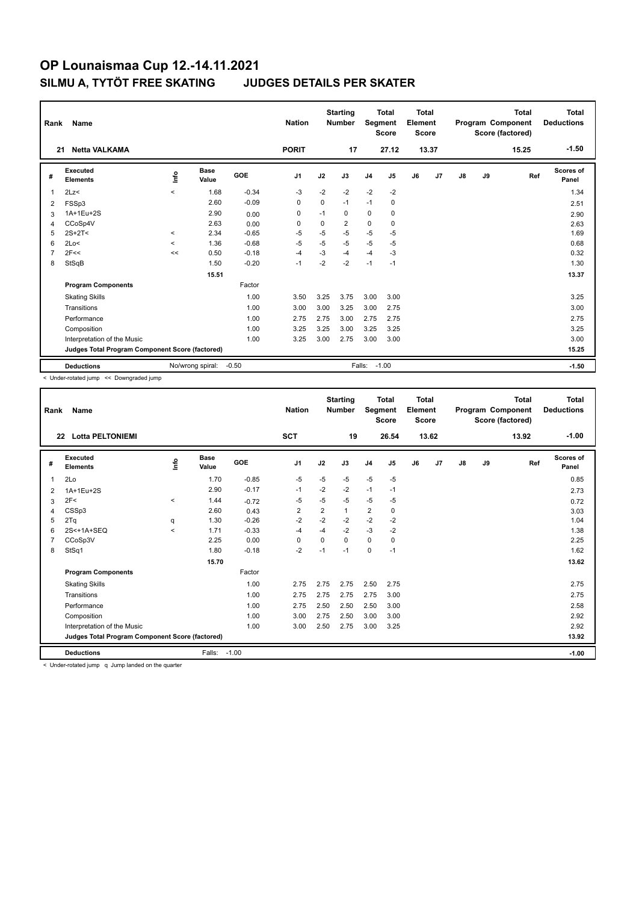# OP Lounaismaa Cup 12.-14.11.2021

## SILMU A, TYTÖT FREE SKATING JUDGES DETAILS PER SKATER

| Rank | Name | Nation | Starting Number | Total Segment Score | Total Element Score | Total Program Component Score (factored) | Total Deductions |
|---|---|---|---|---|---|---|---|
| 21 | Netta VALKAMA | PORIT | 17 | 27.12 | 13.37 | 15.25 | -1.50 |

| # | Executed Elements | Info | Base Value | GOE | J1 | J2 | J3 | J4 | J5 | J6 | J7 | J8 | J9 | Ref | Scores of Panel |
|---|---|---|---|---|---|---|---|---|---|---|---|---|---|---|---|
| 1 | 2Lz< | < | 1.68 | -0.34 | -3 | -2 | -2 | -2 | -2 | | | | | | 1.34 |
| 2 | FSSp3 | | 2.60 | -0.09 | 0 | 0 | -1 | -1 | 0 | | | | | | 2.51 |
| 3 | 1A+1Eu+2S | | 2.90 | 0.00 | 0 | -1 | 0 | 0 | 0 | | | | | | 2.90 |
| 4 | CCoSp4V | | 2.63 | 0.00 | 0 | 0 | 2 | 0 | 0 | | | | | | 2.63 |
| 5 | 2S+2T< | < | 2.34 | -0.65 | -5 | -5 | -5 | -5 | -5 | | | | | | 1.69 |
| 6 | 2Lo< | < | 1.36 | -0.68 | -5 | -5 | -5 | -5 | -5 | | | | | | 0.68 |
| 7 | 2F<< | << | 0.50 | -0.18 | -4 | -3 | -4 | -4 | -3 | | | | | | 0.32 |
| 8 | StSqB | | 1.50 | -0.20 | -1 | -2 | -2 | -1 | -1 | | | | | | 1.30 |
| | | | 15.51 | | | | | | | | | | | | 13.37 |
| | **Program Components** | | | Factor | | | | | | | | | | | |
| | Skating Skills | | | 1.00 | 3.50 | 3.25 | 3.75 | 3.00 | 3.00 | | | | | | 3.25 |
| | Transitions | | | 1.00 | 3.00 | 3.00 | 3.25 | 3.00 | 2.75 | | | | | | 3.00 |
| | Performance | | | 1.00 | 2.75 | 2.75 | 3.00 | 2.75 | 2.75 | | | | | | 2.75 |
| | Composition | | | 1.00 | 3.25 | 3.25 | 3.00 | 3.25 | 3.25 | | | | | | 3.25 |
| | Interpretation of the Music | | | 1.00 | 3.25 | 3.00 | 2.75 | 3.00 | 3.00 | | | | | | 3.00 |
| | **Judges Total Program Component Score (factored)** | | | | | | | | | | | | | | 15.25 |
| | **Deductions** | | No/wrong spiral: | -0.50 | | | Falls: | -1.00 | | | | | | | -1.50 |

< Under-rotated jump << Downgraded jump

| Rank | Name | Nation | Starting Number | Total Segment Score | Total Element Score | Total Program Component Score (factored) | Total Deductions |
|---|---|---|---|---|---|---|---|
| 22 | Lotta PELTONIEMI | SCT | 19 | 26.54 | 13.62 | 13.92 | -1.00 |

| # | Executed Elements | Info | Base Value | GOE | J1 | J2 | J3 | J4 | J5 | J6 | J7 | J8 | J9 | Ref | Scores of Panel |
|---|---|---|---|---|---|---|---|---|---|---|---|---|---|---|---|
| 1 | 2Lo | | 1.70 | -0.85 | -5 | -5 | -5 | -5 | -5 | | | | | | 0.85 |
| 2 | 1A+1Eu+2S | | 2.90 | -0.17 | -1 | -2 | -2 | -1 | -1 | | | | | | 2.73 |
| 3 | 2F< | < | 1.44 | -0.72 | -5 | -5 | -5 | -5 | -5 | | | | | | 0.72 |
| 4 | CSSp3 | | 2.60 | 0.43 | 2 | 2 | 1 | 2 | 0 | | | | | | 3.03 |
| 5 | 2Tq | q | 1.30 | -0.26 | -2 | -2 | -2 | -2 | -2 | | | | | | 1.04 |
| 6 | 2S<+1A+SEQ | < | 1.71 | -0.33 | -4 | -4 | -2 | -3 | -2 | | | | | | 1.38 |
| 7 | CCoSp3V | | 2.25 | 0.00 | 0 | 0 | 0 | 0 | 0 | | | | | | 2.25 |
| 8 | StSq1 | | 1.80 | -0.18 | -2 | -1 | -1 | 0 | -1 | | | | | | 1.62 |
| | | | 15.70 | | | | | | | | | | | | 13.62 |
| | **Program Components** | | | Factor | | | | | | | | | | | |
| | Skating Skills | | | 1.00 | 2.75 | 2.75 | 2.75 | 2.50 | 2.75 | | | | | | 2.75 |
| | Transitions | | | 1.00 | 2.75 | 2.75 | 2.75 | 2.75 | 3.00 | | | | | | 2.75 |
| | Performance | | | 1.00 | 2.75 | 2.50 | 2.50 | 2.50 | 3.00 | | | | | | 2.58 |
| | Composition | | | 1.00 | 3.00 | 2.75 | 2.50 | 3.00 | 3.00 | | | | | | 2.92 |
| | Interpretation of the Music | | | 1.00 | 3.00 | 2.50 | 2.75 | 3.00 | 3.25 | | | | | | 2.92 |
| | **Judges Total Program Component Score (factored)** | | | | | | | | | | | | | | 13.92 |
| | **Deductions** | | Falls: | -1.00 | | | | | | | | | | | -1.00 |

< Under-rotated jump q Jump landed on the quarter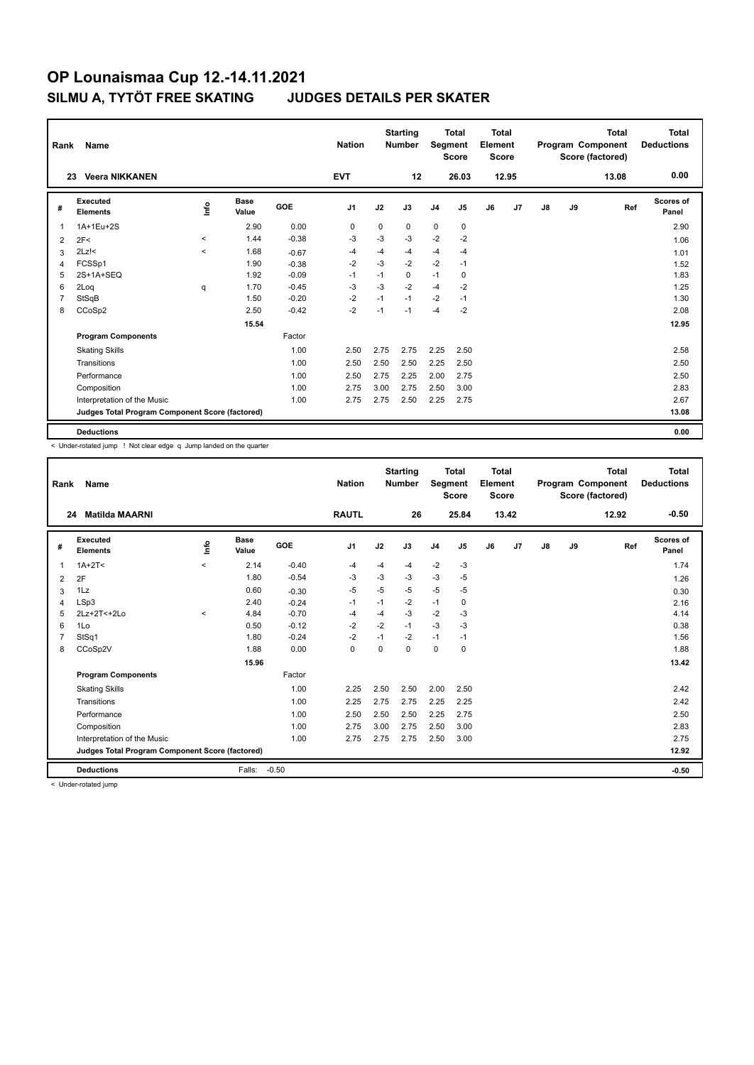# OP Lounaismaa Cup 12.-14.11.2021

## SILMU A, TYTÖT FREE SKATING JUDGES DETAILS PER SKATER

| Rank | Name | Nation | Starting Number | Total Segment Score | Total Element Score | Total Program Component Score (factored) | Total Deductions |
|---|---|---|---|---|---|---|---|
| 23 | Veera NIKKANEN | EVT | 12 | 26.03 | 12.95 | 13.08 | 0.00 |

| # | Executed Elements | Info | Base Value | GOE | J1 | J2 | J3 | J4 | J5 | J6 | J7 | J8 | J9 | Ref | Scores of Panel |
|---|---|---|---|---|---|---|---|---|---|---|---|---|---|---|---|
| 1 | 1A+1Eu+2S | | 2.90 | 0.00 | 0 | 0 | 0 | 0 | 0 | | | | | | 2.90 |
| 2 | 2F< | < | 1.44 | -0.38 | -3 | -3 | -3 | -2 | -2 | | | | | | 1.06 |
| 3 | 2Lz!< | < | 1.68 | -0.67 | -4 | -4 | -4 | -4 | -4 | | | | | | 1.01 |
| 4 | FCSSp1 | | 1.90 | -0.38 | -2 | -3 | -2 | -2 | -1 | | | | | | 1.52 |
| 5 | 2S+1A+SEQ | | 1.92 | -0.09 | -1 | -1 | 0 | -1 | 0 | | | | | | 1.83 |
| 6 | 2Loq | q | 1.70 | -0.45 | -3 | -3 | -2 | -4 | -2 | | | | | | 1.25 |
| 7 | StSqB | | 1.50 | -0.20 | -2 | -1 | -1 | -2 | -1 | | | | | | 1.30 |
| 8 | CCoSp2 | | 2.50 | -0.42 | -2 | -1 | -1 | -4 | -2 | | | | | | 2.08 |
| | | | 15.54 | | | | | | | | | | | | 12.95 |
| | **Program Components** | | | Factor | | | | | | | | | | | |
| | Skating Skills | | | 1.00 | 2.50 | 2.75 | 2.75 | 2.25 | 2.50 | | | | | | 2.58 |
| | Transitions | | | 1.00 | 2.50 | 2.50 | 2.50 | 2.25 | 2.50 | | | | | | 2.50 |
| | Performance | | | 1.00 | 2.50 | 2.75 | 2.25 | 2.00 | 2.75 | | | | | | 2.50 |
| | Composition | | | 1.00 | 2.75 | 3.00 | 2.75 | 2.50 | 3.00 | | | | | | 2.83 |
| | Interpretation of the Music | | | 1.00 | 2.75 | 2.75 | 2.50 | 2.25 | 2.75 | | | | | | 2.67 |
| | **Judges Total Program Component Score (factored)** | | | | | | | | | | | | | | 13.08 |
| | **Deductions** | | | | | | | | | | | | | | 0.00 |

< Under-rotated jump ! Not clear edge q Jump landed on the quarter

| Rank | Name | Nation | Starting Number | Total Segment Score | Total Element Score | Total Program Component Score (factored) | Total Deductions |
|---|---|---|---|---|---|---|---|
| 24 | Matilda MAARNI | RAUTL | 26 | 25.84 | 13.42 | 12.92 | -0.50 |

| # | Executed Elements | Info | Base Value | GOE | J1 | J2 | J3 | J4 | J5 | J6 | J7 | J8 | J9 | Ref | Scores of Panel |
|---|---|---|---|---|---|---|---|---|---|---|---|---|---|---|---|
| 1 | 1A+2T< | < | 2.14 | -0.40 | -4 | -4 | -4 | -2 | -3 | | | | | | 1.74 |
| 2 | 2F | | 1.80 | -0.54 | -3 | -3 | -3 | -3 | -5 | | | | | | 1.26 |
| 3 | 1Lz | | 0.60 | -0.30 | -5 | -5 | -5 | -5 | -5 | | | | | | 0.30 |
| 4 | LSp3 | | 2.40 | -0.24 | -1 | -1 | -2 | -1 | 0 | | | | | | 2.16 |
| 5 | 2Lz+2T<+2Lo | < | 4.84 | -0.70 | -4 | -4 | -3 | -2 | -3 | | | | | | 4.14 |
| 6 | 1Lo | | 0.50 | -0.12 | -2 | -2 | -1 | -3 | -3 | | | | | | 0.38 |
| 7 | StSq1 | | 1.80 | -0.24 | -2 | -1 | -2 | -1 | -1 | | | | | | 1.56 |
| 8 | CCoSp2V | | 1.88 | 0.00 | 0 | 0 | 0 | 0 | 0 | | | | | | 1.88 |
| | | | 15.96 | | | | | | | | | | | | 13.42 |
| | **Program Components** | | | Factor | | | | | | | | | | | |
| | Skating Skills | | | 1.00 | 2.25 | 2.50 | 2.50 | 2.00 | 2.50 | | | | | | 2.42 |
| | Transitions | | | 1.00 | 2.25 | 2.75 | 2.75 | 2.25 | 2.25 | | | | | | 2.42 |
| | Performance | | | 1.00 | 2.50 | 2.50 | 2.50 | 2.25 | 2.75 | | | | | | 2.50 |
| | Composition | | | 1.00 | 2.75 | 3.00 | 2.75 | 2.50 | 3.00 | | | | | | 2.83 |
| | Interpretation of the Music | | | 1.00 | 2.75 | 2.75 | 2.75 | 2.50 | 3.00 | | | | | | 2.75 |
| | **Judges Total Program Component Score (factored)** | | | | | | | | | | | | | | 12.92 |
| | **Deductions** | | Falls: | -0.50 | | | | | | | | | | | -0.50 |

< Under-rotated jump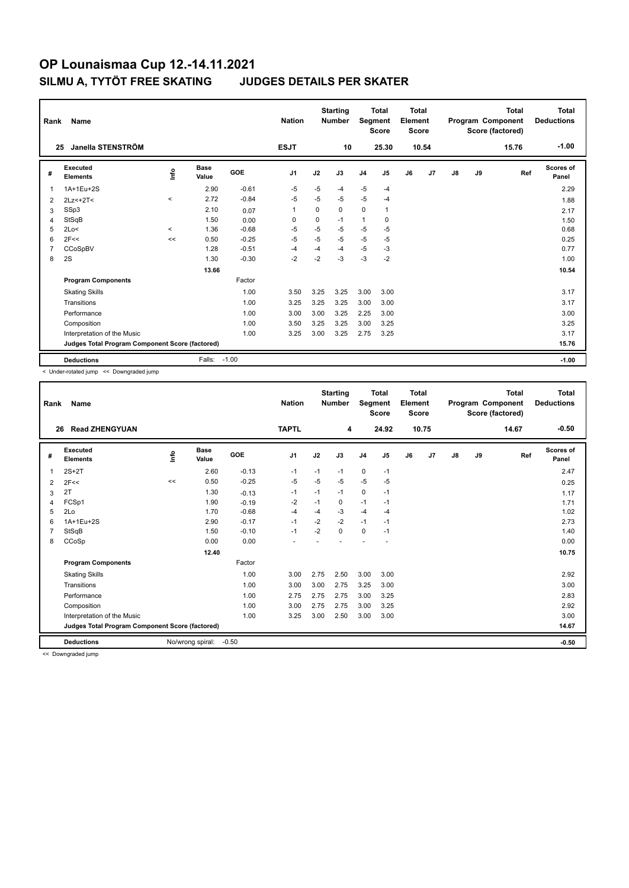# OP Lounaismaa Cup 12.-14.11.2021

## SILMU A, TYTÖT FREE SKATING JUDGES DETAILS PER SKATER

| Rank | Name | | | | Nation | | Starting Number | | Total Segment Score | Total Element Score | | | Total Program Component Score (factored) | | Total Deductions |
|---|---|---|---|---|---|---|---|---|---|---|---|---|---|---|---|
| 25 | Janella STENSTRÖM | | | | ESJT | | 10 | | 25.30 | 10.54 | | | 15.76 | | -1.00 |

| # | Executed Elements | Info | Base Value | GOE | J1 | J2 | J3 | J4 | J5 | J6 | J7 | J8 | J9 | Ref | Scores of Panel |
|---|---|---|---|---|---|---|---|---|---|---|---|---|---|---|---|
| 1 | 1A+1Eu+2S | | 2.90 | -0.61 | -5 | -5 | -4 | -5 | -4 | | | | | | 2.29 |
| 2 | 2Lz<+2T< | < | 2.72 | -0.84 | -5 | -5 | -5 | -5 | -4 | | | | | | 1.88 |
| 3 | SSp3 | | 2.10 | 0.07 | 1 | 0 | 0 | 0 | 1 | | | | | | 2.17 |
| 4 | StSqB | | 1.50 | 0.00 | 0 | 0 | -1 | 1 | 0 | | | | | | 1.50 |
| 5 | 2Lo< | < | 1.36 | -0.68 | -5 | -5 | -5 | -5 | -5 | | | | | | 0.68 |
| 6 | 2F<< | << | 0.50 | -0.25 | -5 | -5 | -5 | -5 | -5 | | | | | | 0.25 |
| 7 | CCoSpBV | | 1.28 | -0.51 | -4 | -4 | -4 | -5 | -3 | | | | | | 0.77 |
| 8 | 2S | | 1.30 | -0.30 | -2 | -2 | -3 | -3 | -2 | | | | | | 1.00 |
| | | | 13.66 | | | | | | | | | | | | 10.54 |
| | **Program Components** | | | Factor | | | | | | | | | | | |
| | Skating Skills | | | 1.00 | 3.50 | 3.25 | 3.25 | 3.00 | 3.00 | | | | | | 3.17 |
| | Transitions | | | 1.00 | 3.25 | 3.25 | 3.25 | 3.00 | 3.00 | | | | | | 3.17 |
| | Performance | | | 1.00 | 3.00 | 3.00 | 3.25 | 2.25 | 3.00 | | | | | | 3.00 |
| | Composition | | | 1.00 | 3.50 | 3.25 | 3.25 | 3.00 | 3.25 | | | | | | 3.25 |
| | Interpretation of the Music | | | 1.00 | 3.25 | 3.00 | 3.25 | 2.75 | 3.25 | | | | | | 3.17 |
| | **Judges Total Program Component Score (factored)** | | | | | | | | | | | | | | 15.76 |
| | **Deductions** | | Falls: | -1.00 | | | | | | | | | | | -1.00 |

< Under-rotated jump << Downgraded jump

| Rank | Name | | | | Nation | | Starting Number | | Total Segment Score | Total Element Score | | | Total Program Component Score (factored) | | Total Deductions |
|---|---|---|---|---|---|---|---|---|---|---|---|---|---|---|---|
| 26 | Read ZHENGYUAN | | | | TAPTL | | 4 | | 24.92 | 10.75 | | | 14.67 | | -0.50 |

| # | Executed Elements | Info | Base Value | GOE | J1 | J2 | J3 | J4 | J5 | J6 | J7 | J8 | J9 | Ref | Scores of Panel |
|---|---|---|---|---|---|---|---|---|---|---|---|---|---|---|---|
| 1 | 2S+2T | | 2.60 | -0.13 | -1 | -1 | -1 | 0 | -1 | | | | | | 2.47 |
| 2 | 2F<< | << | 0.50 | -0.25 | -5 | -5 | -5 | -5 | -5 | | | | | | 0.25 |
| 3 | 2T | | 1.30 | -0.13 | -1 | -1 | -1 | 0 | -1 | | | | | | 1.17 |
| 4 | FCSp1 | | 1.90 | -0.19 | -2 | -1 | 0 | -1 | -1 | | | | | | 1.71 |
| 5 | 2Lo | | 1.70 | -0.68 | -4 | -4 | -3 | -4 | -4 | | | | | | 1.02 |
| 6 | 1A+1Eu+2S | | 2.90 | -0.17 | -1 | -2 | -2 | -1 | -1 | | | | | | 2.73 |
| 7 | StSqB | | 1.50 | -0.10 | -1 | -2 | 0 | 0 | -1 | | | | | | 1.40 |
| 8 | CCoSp | | 0.00 | 0.00 | - | - | - | - | - | | | | | | 0.00 |
| | | | 12.40 | | | | | | | | | | | | 10.75 |
| | **Program Components** | | | Factor | | | | | | | | | | | |
| | Skating Skills | | | 1.00 | 3.00 | 2.75 | 2.50 | 3.00 | 3.00 | | | | | | 2.92 |
| | Transitions | | | 1.00 | 3.00 | 3.00 | 2.75 | 3.25 | 3.00 | | | | | | 3.00 |
| | Performance | | | 1.00 | 2.75 | 2.75 | 2.75 | 3.00 | 3.25 | | | | | | 2.83 |
| | Composition | | | 1.00 | 3.00 | 2.75 | 2.75 | 3.00 | 3.25 | | | | | | 2.92 |
| | Interpretation of the Music | | | 1.00 | 3.25 | 3.00 | 2.50 | 3.00 | 3.00 | | | | | | 3.00 |
| | **Judges Total Program Component Score (factored)** | | | | | | | | | | | | | | 14.67 |
| | **Deductions** | | No/wrong spiral: | -0.50 | | | | | | | | | | | -0.50 |

<< Downgraded jump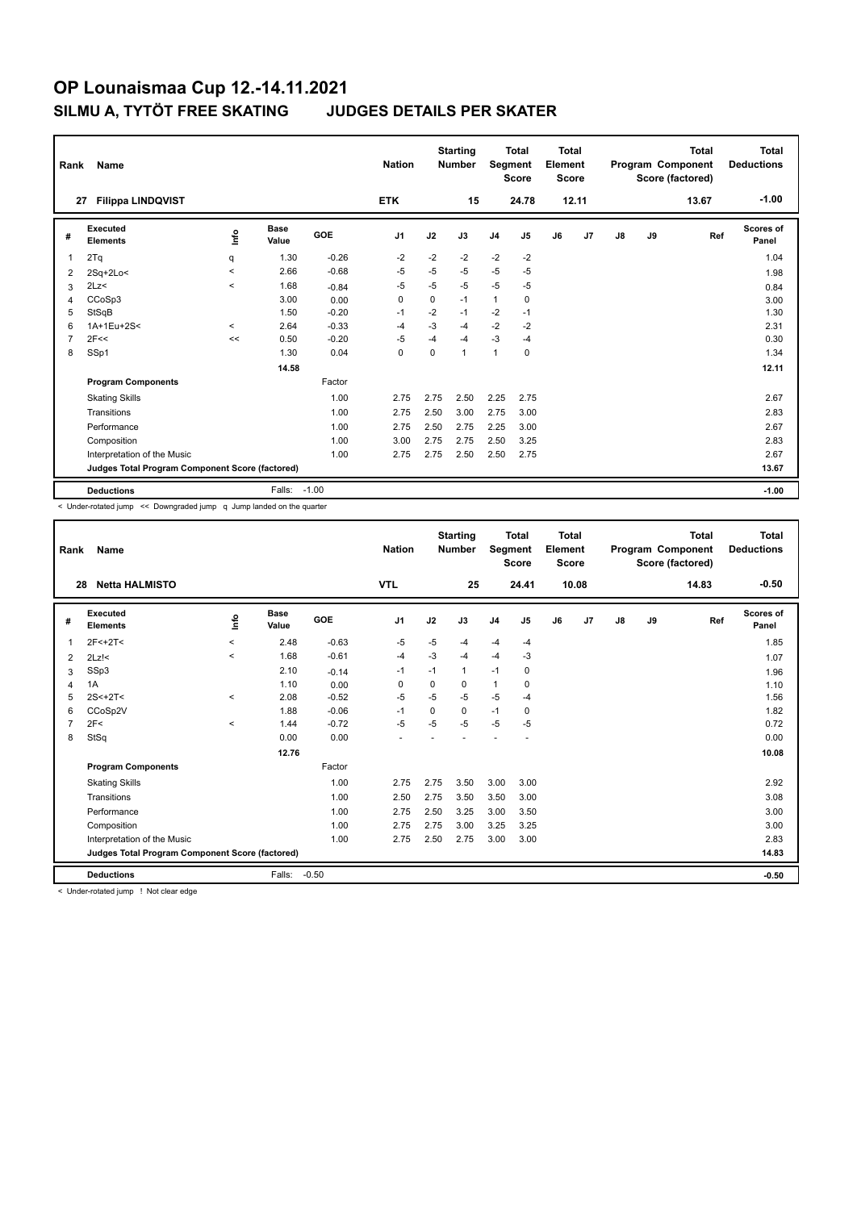# OP Lounaismaa Cup 12.-14.11.2021

## SILMU A, TYTÖT FREE SKATING JUDGES DETAILS PER SKATER

| Rank | Name | Nation | Starting Number | Total Segment Score | Total Element Score | Total Program Component Score (factored) | Total Deductions |
|---|---|---|---|---|---|---|---|
| 27 | Filippa LINDQVIST | ETK | 15 | 24.78 | 12.11 | 13.67 | -1.00 |

| # | Executed Elements | Info | Base Value | GOE | J1 | J2 | J3 | J4 | J5 | J6 | J7 | J8 | J9 | Ref | Scores of Panel |
|---|---|---|---|---|---|---|---|---|---|---|---|---|---|---|---|
| 1 | 2Tq | q | 1.30 | -0.26 | -2 | -2 | -2 | -2 | -2 | | | | | | 1.04 |
| 2 | 2Sq+2Lo< | < | 2.66 | -0.68 | -5 | -5 | -5 | -5 | -5 | | | | | | 1.98 |
| 3 | 2Lz< | < | 1.68 | -0.84 | -5 | -5 | -5 | -5 | -5 | | | | | | 0.84 |
| 4 | CCoSp3 | | 3.00 | 0.00 | 0 | 0 | -1 | 1 | 0 | | | | | | 3.00 |
| 5 | StSqB | | 1.50 | -0.20 | -1 | -2 | -1 | -2 | -1 | | | | | | 1.30 |
| 6 | 1A+1Eu+2S< | < | 2.64 | -0.33 | -4 | -3 | -4 | -2 | -2 | | | | | | 2.31 |
| 7 | 2F<< | << | 0.50 | -0.20 | -5 | -4 | -4 | -3 | -4 | | | | | | 0.30 |
| 8 | SSp1 | | 1.30 | 0.04 | 0 | 0 | 1 | 1 | 0 | | | | | | 1.34 |
| | | | 14.58 | | | | | | | | | | | | 12.11 |
| | **Program Components** | | | Factor | | | | | | | | | | | |
| | Skating Skills | | | 1.00 | 2.75 | 2.75 | 2.50 | 2.25 | 2.75 | | | | | | 2.67 |
| | Transitions | | | 1.00 | 2.75 | 2.50 | 3.00 | 2.75 | 3.00 | | | | | | 2.83 |
| | Performance | | | 1.00 | 2.75 | 2.50 | 2.75 | 2.25 | 3.00 | | | | | | 2.67 |
| | Composition | | | 1.00 | 3.00 | 2.75 | 2.75 | 2.50 | 3.25 | | | | | | 2.83 |
| | Interpretation of the Music | | | 1.00 | 2.75 | 2.75 | 2.50 | 2.50 | 2.75 | | | | | | 2.67 |
| | **Judges Total Program Component Score (factored)** | | | | | | | | | | | | | | 13.67 |
| | **Deductions** | | Falls: | -1.00 | | | | | | | | | | | -1.00 |

< Under-rotated jump << Downgraded jump q Jump landed on the quarter

| Rank | Name | Nation | Starting Number | Total Segment Score | Total Element Score | Total Program Component Score (factored) | Total Deductions |
|---|---|---|---|---|---|---|---|
| 28 | Netta HALMISTO | VTL | 25 | 24.41 | 10.08 | 14.83 | -0.50 |

| # | Executed Elements | Info | Base Value | GOE | J1 | J2 | J3 | J4 | J5 | J6 | J7 | J8 | J9 | Ref | Scores of Panel |
|---|---|---|---|---|---|---|---|---|---|---|---|---|---|---|---|
| 1 | 2F<+2T< | < | 2.48 | -0.63 | -5 | -5 | -4 | -4 | -4 | | | | | | 1.85 |
| 2 | 2Lz!< | < | 1.68 | -0.61 | -4 | -3 | -4 | -4 | -3 | | | | | | 1.07 |
| 3 | SSp3 | | 2.10 | -0.14 | -1 | -1 | 1 | -1 | 0 | | | | | | 1.96 |
| 4 | 1A | | 1.10 | 0.00 | 0 | 0 | 0 | 1 | 0 | | | | | | 1.10 |
| 5 | 2S<+2T< | < | 2.08 | -0.52 | -5 | -5 | -5 | -5 | -4 | | | | | | 1.56 |
| 6 | CCoSp2V | | 1.88 | -0.06 | -1 | 0 | 0 | -1 | 0 | | | | | | 1.82 |
| 7 | 2F< | < | 1.44 | -0.72 | -5 | -5 | -5 | -5 | -5 | | | | | | 0.72 |
| 8 | StSq | | 0.00 | 0.00 | - | - | - | - | - | | | | | | 0.00 |
| | | | 12.76 | | | | | | | | | | | | 10.08 |
| | **Program Components** | | | Factor | | | | | | | | | | | |
| | Skating Skills | | | 1.00 | 2.75 | 2.75 | 3.50 | 3.00 | 3.00 | | | | | | 2.92 |
| | Transitions | | | 1.00 | 2.50 | 2.75 | 3.50 | 3.50 | 3.00 | | | | | | 3.08 |
| | Performance | | | 1.00 | 2.75 | 2.50 | 3.25 | 3.00 | 3.50 | | | | | | 3.00 |
| | Composition | | | 1.00 | 2.75 | 2.75 | 3.00 | 3.25 | 3.25 | | | | | | 3.00 |
| | Interpretation of the Music | | | 1.00 | 2.75 | 2.50 | 2.75 | 3.00 | 3.00 | | | | | | 2.83 |
| | **Judges Total Program Component Score (factored)** | | | | | | | | | | | | | | 14.83 |
| | **Deductions** | | Falls: | -0.50 | | | | | | | | | | | -0.50 |

< Under-rotated jump ! Not clear edge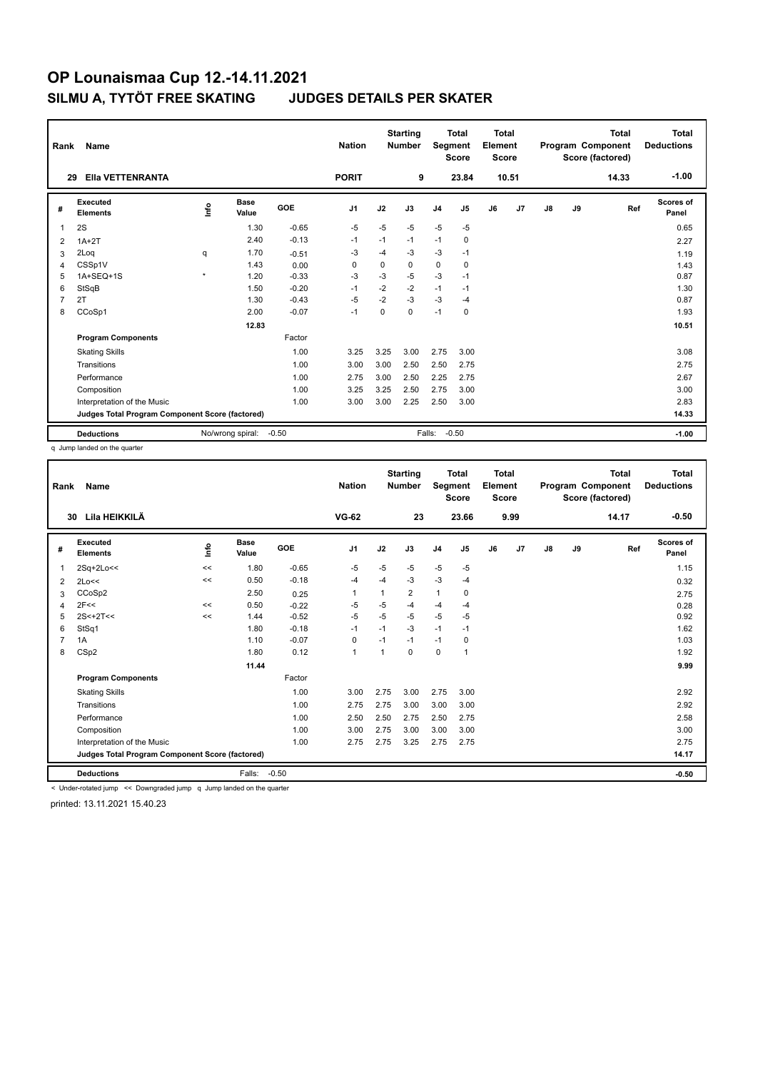# OP Lounaismaa Cup 12.-14.11.2021

## SILMU A, TYTÖT FREE SKATING JUDGES DETAILS PER SKATER

| Rank | Name | Nation | Starting Number | Total Segment Score | Total Element Score | Total Program Component Score (factored) | Total Deductions |
|---|---|---|---|---|---|---|---|
| 29 | Ella VETTENRANTA | PORIT | 9 | 23.84 | 10.51 | 14.33 | -1.00 |

| # | Executed Elements | Info | Base Value | GOE | J1 | J2 | J3 | J4 | J5 | J6 | J7 | J8 | J9 | Ref | Scores of Panel |
|---|---|---|---|---|---|---|---|---|---|---|---|---|---|---|---|
| 1 | 2S | | 1.30 | -0.65 | -5 | -5 | -5 | -5 | -5 | | | | | | 0.65 |
| 2 | 1A+2T | | 2.40 | -0.13 | -1 | -1 | -1 | -1 | 0 | | | | | | 2.27 |
| 3 | 2Loq | q | 1.70 | -0.51 | -3 | -4 | -3 | -3 | -1 | | | | | | 1.19 |
| 4 | CSSp1V | | 1.43 | 0.00 | 0 | 0 | 0 | 0 | 0 | | | | | | 1.43 |
| 5 | 1A+SEQ+1S | * | 1.20 | -0.33 | -3 | -3 | -5 | -3 | -1 | | | | | | 0.87 |
| 6 | StSqB | | 1.50 | -0.20 | -1 | -2 | -2 | -1 | -1 | | | | | | 1.30 |
| 7 | 2T | | 1.30 | -0.43 | -5 | -2 | -3 | -3 | -4 | | | | | | 0.87 |
| 8 | CCoSp1 | | 2.00 | -0.07 | -1 | 0 | 0 | -1 | 0 | | | | | | 1.93 |
| | | | 12.83 | | | | | | | | | | | | 10.51 |
| | **Program Components** | | | Factor | | | | | | | | | | | |
| | Skating Skills | | | 1.00 | 3.25 | 3.25 | 3.00 | 2.75 | 3.00 | | | | | | 3.08 |
| | Transitions | | | 1.00 | 3.00 | 3.00 | 2.50 | 2.50 | 2.75 | | | | | | 2.75 |
| | Performance | | | 1.00 | 2.75 | 3.00 | 2.50 | 2.25 | 2.75 | | | | | | 2.67 |
| | Composition | | | 1.00 | 3.25 | 3.25 | 2.50 | 2.75 | 3.00 | | | | | | 3.00 |
| | Interpretation of the Music | | | 1.00 | 3.00 | 3.00 | 2.25 | 2.50 | 3.00 | | | | | | 2.83 |
| | **Judges Total Program Component Score (factored)** | | | | | | | | | | | | | | 14.33 |
| | **Deductions** | No/wrong spiral: | -0.50 | | | | Falls: | -0.50 | | | | | | | -1.00 |

q Jump landed on the quarter

| Rank | Name | Nation | Starting Number | Total Segment Score | Total Element Score | Total Program Component Score (factored) | Total Deductions |
|---|---|---|---|---|---|---|---|
| 30 | Lila HEIKKILÄ | VG-62 | 23 | 23.66 | 9.99 | 14.17 | -0.50 |

| # | Executed Elements | Info | Base Value | GOE | J1 | J2 | J3 | J4 | J5 | J6 | J7 | J8 | J9 | Ref | Scores of Panel |
|---|---|---|---|---|---|---|---|---|---|---|---|---|---|---|---|
| 1 | 2Sq+2Lo<< | << | 1.80 | -0.65 | -5 | -5 | -5 | -5 | -5 | | | | | | 1.15 |
| 2 | 2Lo<< | << | 0.50 | -0.18 | -4 | -4 | -3 | -3 | -4 | | | | | | 0.32 |
| 3 | CCoSp2 | | 2.50 | 0.25 | 1 | 1 | 2 | 1 | 0 | | | | | | 2.75 |
| 4 | 2F<< | << | 0.50 | -0.22 | -5 | -5 | -4 | -4 | -4 | | | | | | 0.28 |
| 5 | 2S<+2T<< | << | 1.44 | -0.52 | -5 | -5 | -5 | -5 | -5 | | | | | | 0.92 |
| 6 | StSq1 | | 1.80 | -0.18 | -1 | -1 | -3 | -1 | -1 | | | | | | 1.62 |
| 7 | 1A | | 1.10 | -0.07 | 0 | -1 | -1 | -1 | 0 | | | | | | 1.03 |
| 8 | CSp2 | | 1.80 | 0.12 | 1 | 1 | 0 | 0 | 1 | | | | | | 1.92 |
| | | | 11.44 | | | | | | | | | | | | 9.99 |
| | **Program Components** | | | Factor | | | | | | | | | | | |
| | Skating Skills | | | 1.00 | 3.00 | 2.75 | 3.00 | 2.75 | 3.00 | | | | | | 2.92 |
| | Transitions | | | 1.00 | 2.75 | 2.75 | 3.00 | 3.00 | 3.00 | | | | | | 2.92 |
| | Performance | | | 1.00 | 2.50 | 2.50 | 2.75 | 2.50 | 2.75 | | | | | | 2.58 |
| | Composition | | | 1.00 | 3.00 | 2.75 | 3.00 | 3.00 | 3.00 | | | | | | 3.00 |
| | Interpretation of the Music | | | 1.00 | 2.75 | 2.75 | 3.25 | 2.75 | 2.75 | | | | | | 2.75 |
| | **Judges Total Program Component Score (factored)** | | | | | | | | | | | | | | 14.17 |
| | **Deductions** | Falls: | -0.50 | | | | | | | | | | | | -0.50 |

< Under-rotated jump << Downgraded jump q Jump landed on the quarter

printed: 13.11.2021 15.40.23